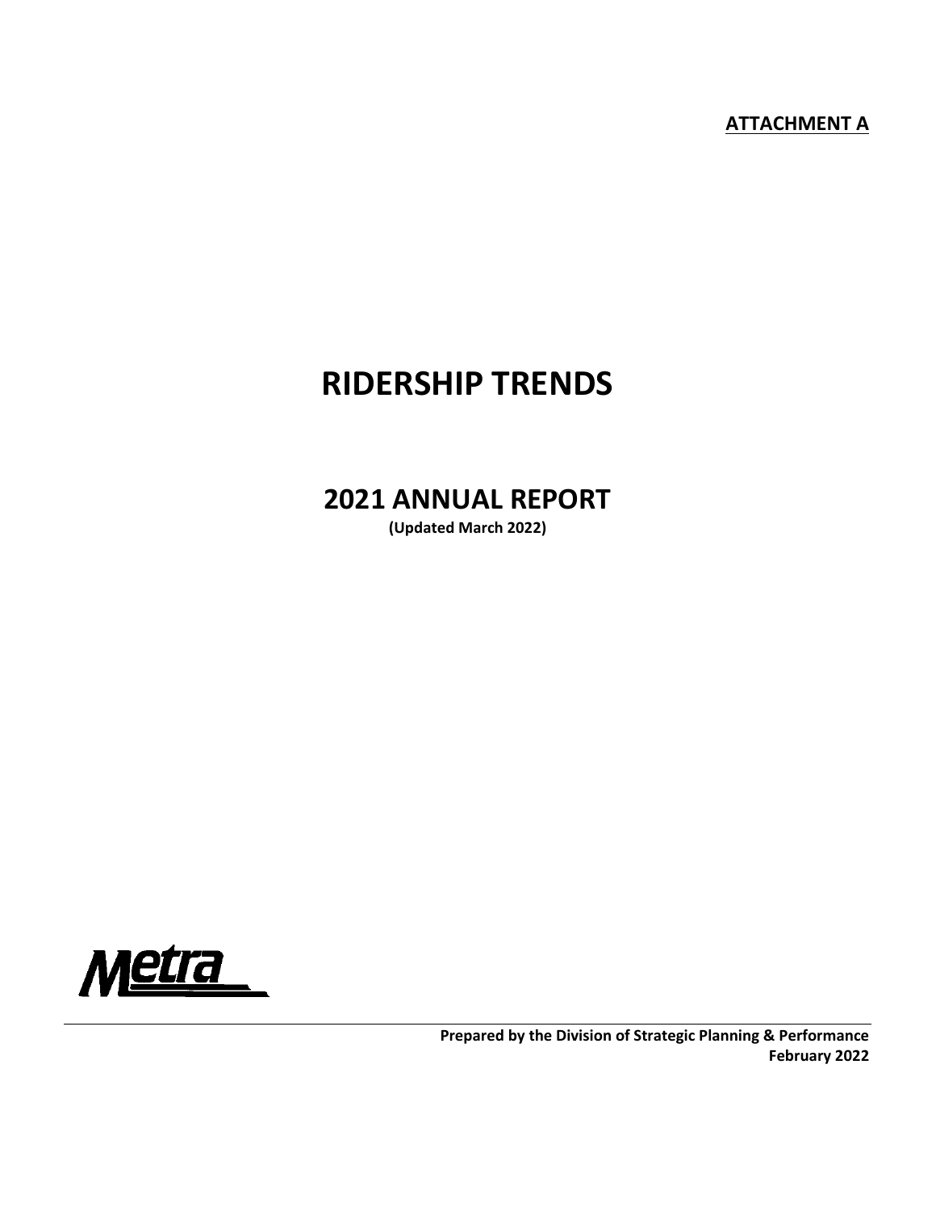**ATTACHMENT A**

# RIDERSHIP TRENDS

## 2021 ANNUAL REPORT

**(Updated March 2022)**

Metra

---

**Prepared by the Division of Strategic Planning & Performance**
**February 2022**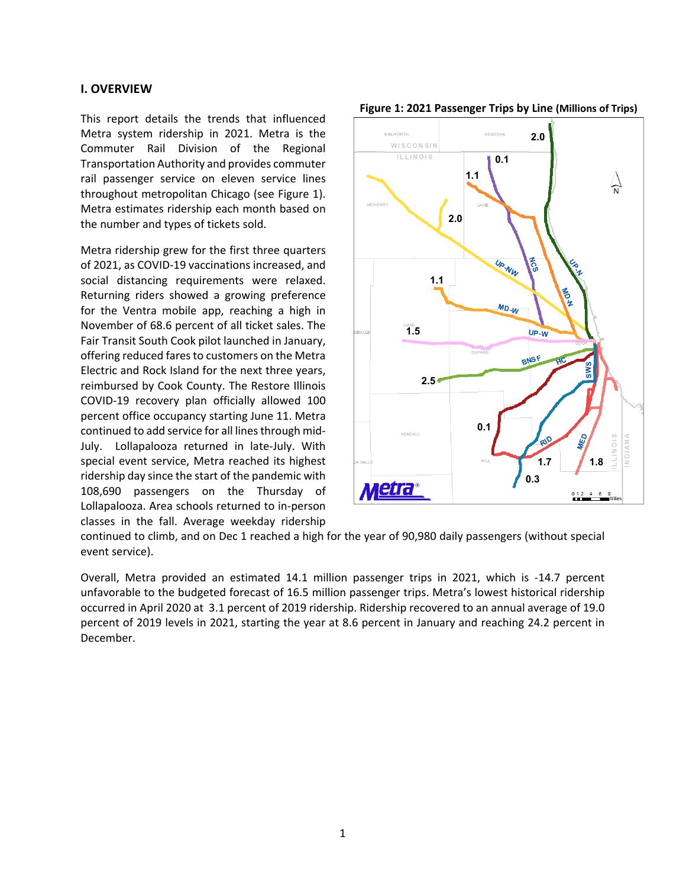## I. OVERVIEW

This report details the trends that influenced Metra system ridership in 2021. Metra is the Commuter Rail Division of the Regional Transportation Authority and provides commuter rail passenger service on eleven service lines throughout metropolitan Chicago (see Figure 1). Metra estimates ridership each month based on the number and types of tickets sold.

Metra ridership grew for the first three quarters of 2021, as COVID-19 vaccinations increased, and social distancing requirements were relaxed. Returning riders showed a growing preference for the Ventra mobile app, reaching a high in November of 68.6 percent of all ticket sales. The Fair Transit South Cook pilot launched in January, offering reduced fares to customers on the Metra Electric and Rock Island for the next three years, reimbursed by Cook County. The Restore Illinois COVID-19 recovery plan officially allowed 100 percent office occupancy starting June 11. Metra continued to add service for all lines through mid-July. Lollapalooza returned in late-July. With special event service, Metra reached its highest ridership day since the start of the pandemic with 108,690 passengers on the Thursday of Lollapalooza. Area schools returned to in-person classes in the fall. Average weekday ridership continued to climb, and on Dec 1 reached a high for the year of 90,980 daily passengers (without special event service).

**Figure 1: 2021 Passenger Trips by Line (Millions of Trips)**

Overall, Metra provided an estimated 14.1 million passenger trips in 2021, which is -14.7 percent unfavorable to the budgeted forecast of 16.5 million passenger trips. Metra's lowest historical ridership occurred in April 2020 at 3.1 percent of 2019 ridership. Ridership recovered to an annual average of 19.0 percent of 2019 levels in 2021, starting the year at 8.6 percent in January and reaching 24.2 percent in December.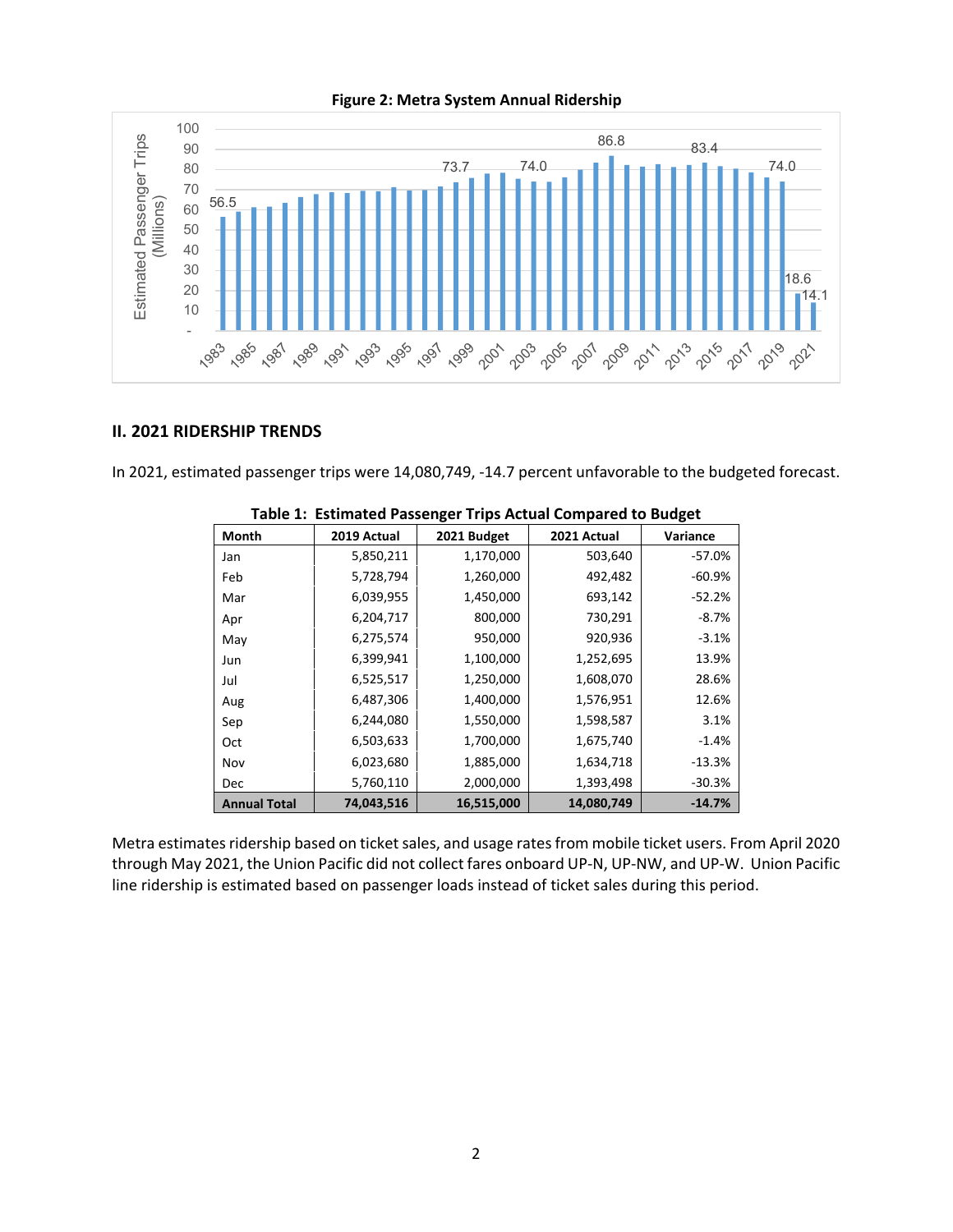**Figure 2: Metra System Annual Ridership**

II. 2021 RIDERSHIP TRENDS

In 2021, estimated passenger trips were 14,080,749, -14.7 percent unfavorable to the budgeted forecast.

**Table 1: Estimated Passenger Trips Actual Compared to Budget**

| Month | 2019 Actual | 2021 Budget | 2021 Actual | Variance |
|---|---|---|---|---|
| Jan | 5,850,211 | 1,170,000 | 503,640 | -57.0% |
| Feb | 5,728,794 | 1,260,000 | 492,482 | -60.9% |
| Mar | 6,039,955 | 1,450,000 | 693,142 | -52.2% |
| Apr | 6,204,717 | 800,000 | 730,291 | -8.7% |
| May | 6,275,574 | 950,000 | 920,936 | -3.1% |
| Jun | 6,399,941 | 1,100,000 | 1,252,695 | 13.9% |
| Jul | 6,525,517 | 1,250,000 | 1,608,070 | 28.6% |
| Aug | 6,487,306 | 1,400,000 | 1,576,951 | 12.6% |
| Sep | 6,244,080 | 1,550,000 | 1,598,587 | 3.1% |
| Oct | 6,503,633 | 1,700,000 | 1,675,740 | -1.4% |
| Nov | 6,023,680 | 1,885,000 | 1,634,718 | -13.3% |
| Dec | 5,760,110 | 2,000,000 | 1,393,498 | -30.3% |
| **Annual Total** | **74,043,516** | **16,515,000** | **14,080,749** | **-14.7%** |

Metra estimates ridership based on ticket sales, and usage rates from mobile ticket users. From April 2020 through May 2021, the Union Pacific did not collect fares onboard UP-N, UP-NW, and UP-W. Union Pacific line ridership is estimated based on passenger loads instead of ticket sales during this period.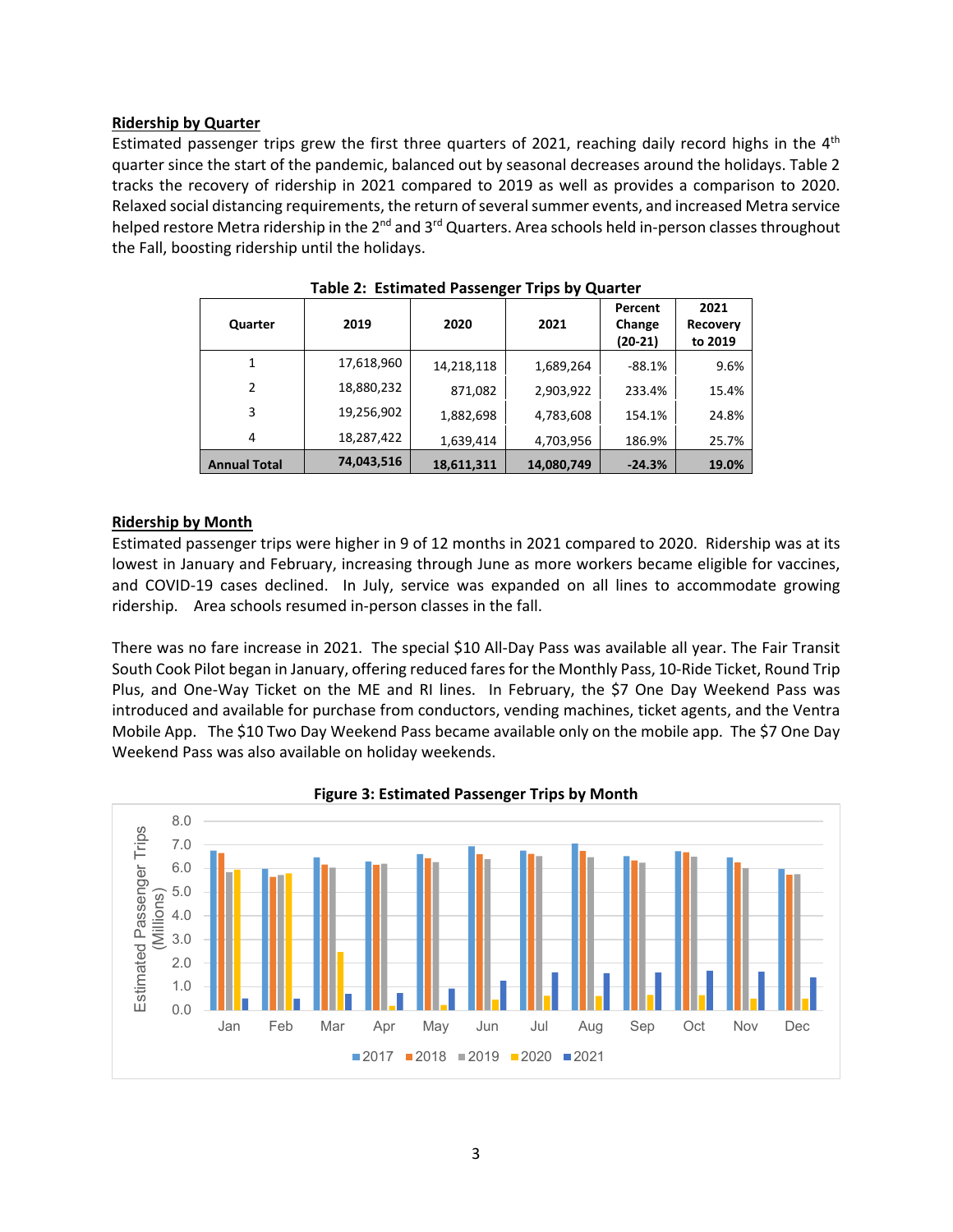**Ridership by Quarter**

Estimated passenger trips grew the first three quarters of 2021, reaching daily record highs in the 4th quarter since the start of the pandemic, balanced out by seasonal decreases around the holidays. Table 2 tracks the recovery of ridership in 2021 compared to 2019 as well as provides a comparison to 2020. Relaxed social distancing requirements, the return of several summer events, and increased Metra service helped restore Metra ridership in the 2nd and 3rd Quarters. Area schools held in-person classes throughout the Fall, boosting ridership until the holidays.

**Table 2: Estimated Passenger Trips by Quarter**

| Quarter | 2019 | 2020 | 2021 | Percent Change (20-21) | 2021 Recovery to 2019 |
|---|---|---|---|---|---|
| 1 | 17,618,960 | 14,218,118 | 1,689,264 | -88.1% | 9.6% |
| 2 | 18,880,232 | 871,082 | 2,903,922 | 233.4% | 15.4% |
| 3 | 19,256,902 | 1,882,698 | 4,783,608 | 154.1% | 24.8% |
| 4 | 18,287,422 | 1,639,414 | 4,703,956 | 186.9% | 25.7% |
| **Annual Total** | **74,043,516** | **18,611,311** | **14,080,749** | **-24.3%** | **19.0%** |

**Ridership by Month**

Estimated passenger trips were higher in 9 of 12 months in 2021 compared to 2020. Ridership was at its lowest in January and February, increasing through June as more workers became eligible for vaccines, and COVID-19 cases declined. In July, service was expanded on all lines to accommodate growing ridership. Area schools resumed in-person classes in the fall.

There was no fare increase in 2021. The special $10 All-Day Pass was available all year. The Fair Transit South Cook Pilot began in January, offering reduced fares for the Monthly Pass, 10-Ride Ticket, Round Trip Plus, and One-Way Ticket on the ME and RI lines. In February, the $7 One Day Weekend Pass was introduced and available for purchase from conductors, vending machines, ticket agents, and the Ventra Mobile App. The $10 Two Day Weekend Pass became available only on the mobile app. The $7 One Day Weekend Pass was also available on holiday weekends.

**Figure 3: Estimated Passenger Trips by Month**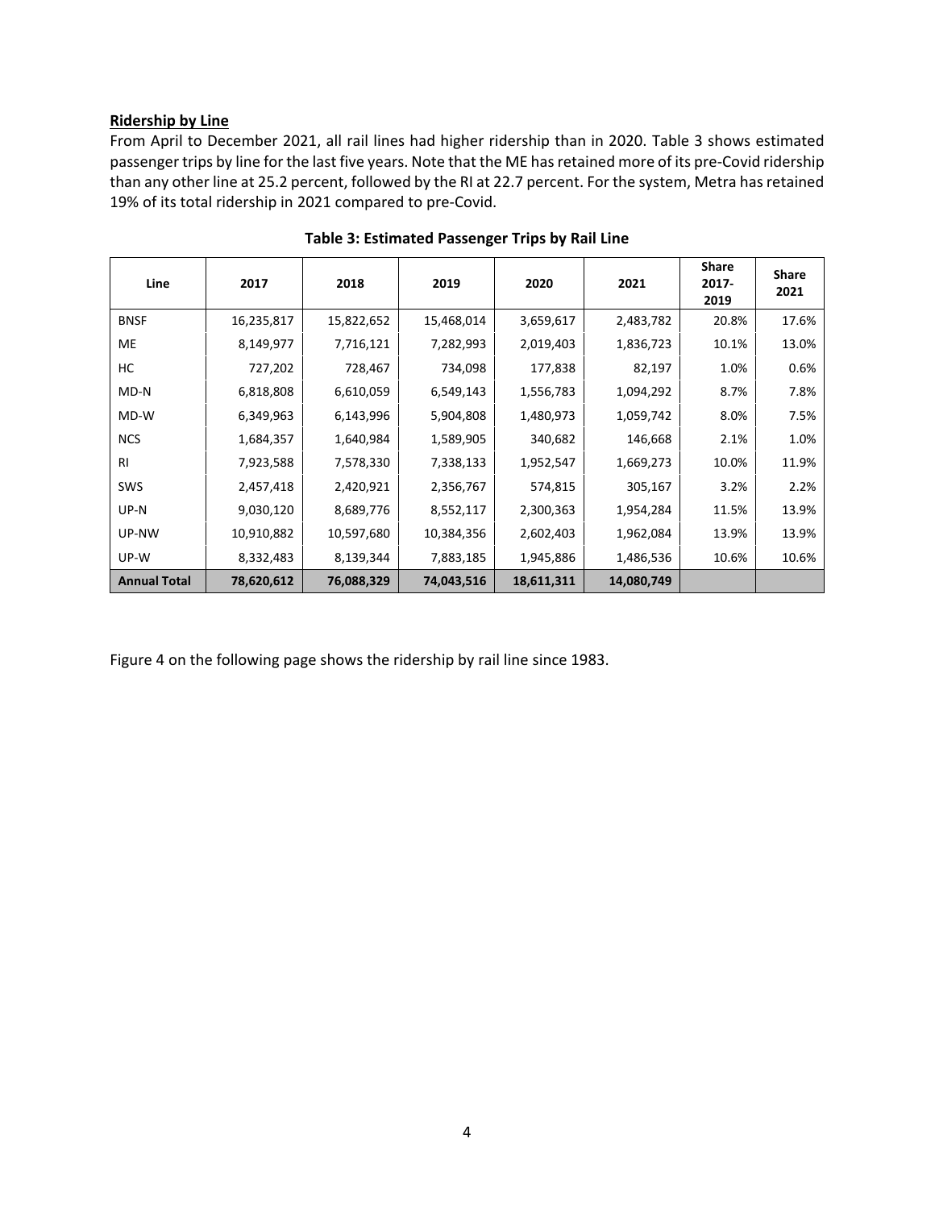**Ridership by Line**

From April to December 2021, all rail lines had higher ridership than in 2020. Table 3 shows estimated passenger trips by line for the last five years. Note that the ME has retained more of its pre-Covid ridership than any other line at 25.2 percent, followed by the RI at 22.7 percent. For the system, Metra has retained 19% of its total ridership in 2021 compared to pre-Covid.

**Table 3: Estimated Passenger Trips by Rail Line**

| Line | 2017 | 2018 | 2019 | 2020 | 2021 | Share 2017-2019 | Share 2021 |
|---|---|---|---|---|---|---|---|
| BNSF | 16,235,817 | 15,822,652 | 15,468,014 | 3,659,617 | 2,483,782 | 20.8% | 17.6% |
| ME | 8,149,977 | 7,716,121 | 7,282,993 | 2,019,403 | 1,836,723 | 10.1% | 13.0% |
| HC | 727,202 | 728,467 | 734,098 | 177,838 | 82,197 | 1.0% | 0.6% |
| MD-N | 6,818,808 | 6,610,059 | 6,549,143 | 1,556,783 | 1,094,292 | 8.7% | 7.8% |
| MD-W | 6,349,963 | 6,143,996 | 5,904,808 | 1,480,973 | 1,059,742 | 8.0% | 7.5% |
| NCS | 1,684,357 | 1,640,984 | 1,589,905 | 340,682 | 146,668 | 2.1% | 1.0% |
| RI | 7,923,588 | 7,578,330 | 7,338,133 | 1,952,547 | 1,669,273 | 10.0% | 11.9% |
| SWS | 2,457,418 | 2,420,921 | 2,356,767 | 574,815 | 305,167 | 3.2% | 2.2% |
| UP-N | 9,030,120 | 8,689,776 | 8,552,117 | 2,300,363 | 1,954,284 | 11.5% | 13.9% |
| UP-NW | 10,910,882 | 10,597,680 | 10,384,356 | 2,602,403 | 1,962,084 | 13.9% | 13.9% |
| UP-W | 8,332,483 | 8,139,344 | 7,883,185 | 1,945,886 | 1,486,536 | 10.6% | 10.6% |
| **Annual Total** | **78,620,612** | **76,088,329** | **74,043,516** | **18,611,311** | **14,080,749** | | |

Figure 4 on the following page shows the ridership by rail line since 1983.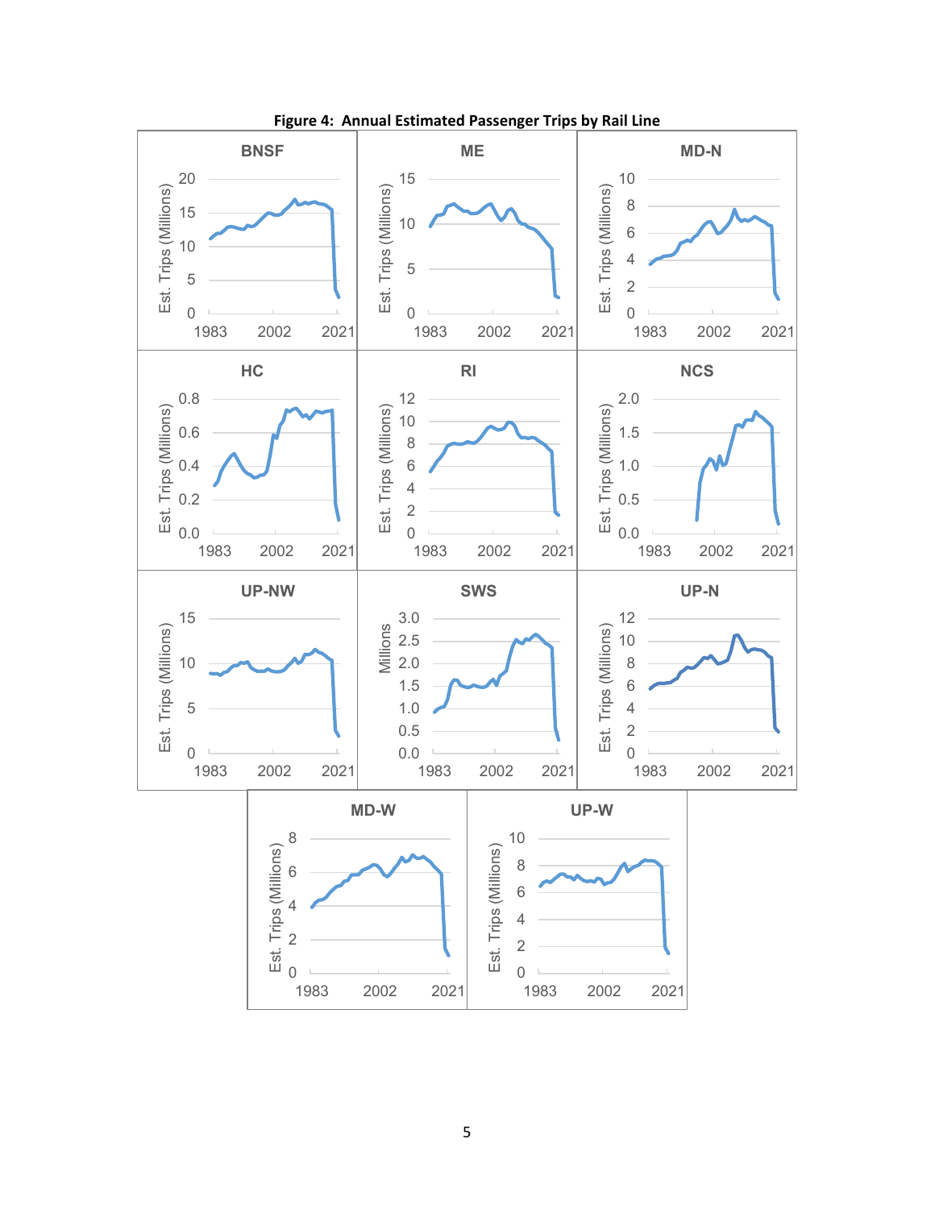**Figure 4: Annual Estimated Passenger Trips by Rail Line**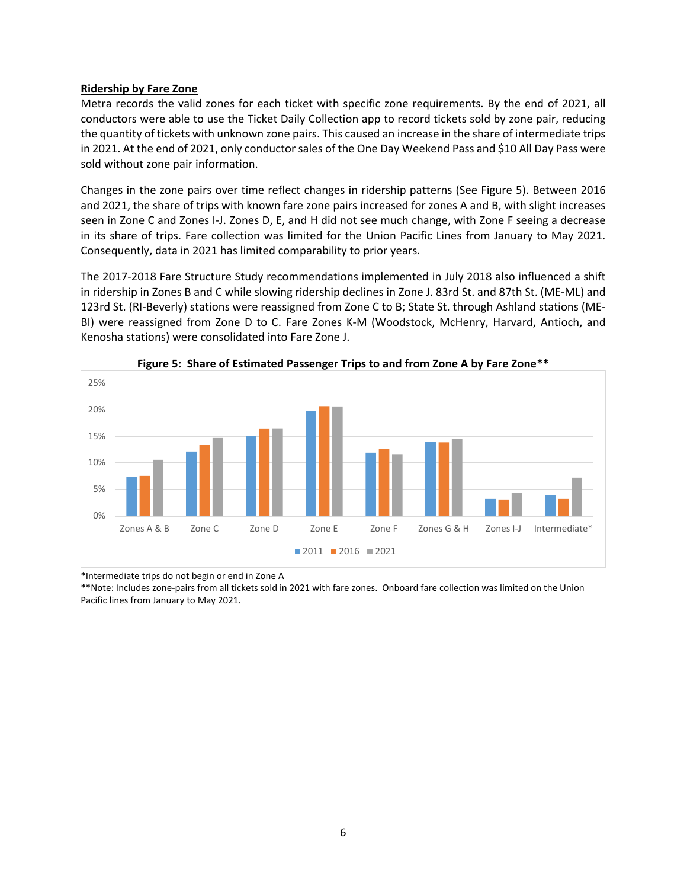**Ridership by Fare Zone**

Metra records the valid zones for each ticket with specific zone requirements. By the end of 2021, all conductors were able to use the Ticket Daily Collection app to record tickets sold by zone pair, reducing the quantity of tickets with unknown zone pairs. This caused an increase in the share of intermediate trips in 2021. At the end of 2021, only conductor sales of the One Day Weekend Pass and $10 All Day Pass were sold without zone pair information.

Changes in the zone pairs over time reflect changes in ridership patterns (See Figure 5). Between 2016 and 2021, the share of trips with known fare zone pairs increased for zones A and B, with slight increases seen in Zone C and Zones I-J. Zones D, E, and H did not see much change, with Zone F seeing a decrease in its share of trips. Fare collection was limited for the Union Pacific Lines from January to May 2021. Consequently, data in 2021 has limited comparability to prior years.

The 2017-2018 Fare Structure Study recommendations implemented in July 2018 also influenced a shift in ridership in Zones B and C while slowing ridership declines in Zone J. 83rd St. and 87th St. (ME-ML) and 123rd St. (RI-Beverly) stations were reassigned from Zone C to B; State St. through Ashland stations (ME-BI) were reassigned from Zone D to C. Fare Zones K-M (Woodstock, McHenry, Harvard, Antioch, and Kenosha stations) were consolidated into Fare Zone J.

**Figure 5: Share of Estimated Passenger Trips to and from Zone A by Fare Zone\*\***

*Intermediate trips do not begin or end in Zone A

**Note: Includes zone-pairs from all tickets sold in 2021 with fare zones. Onboard fare collection was limited on the Union Pacific lines from January to May 2021.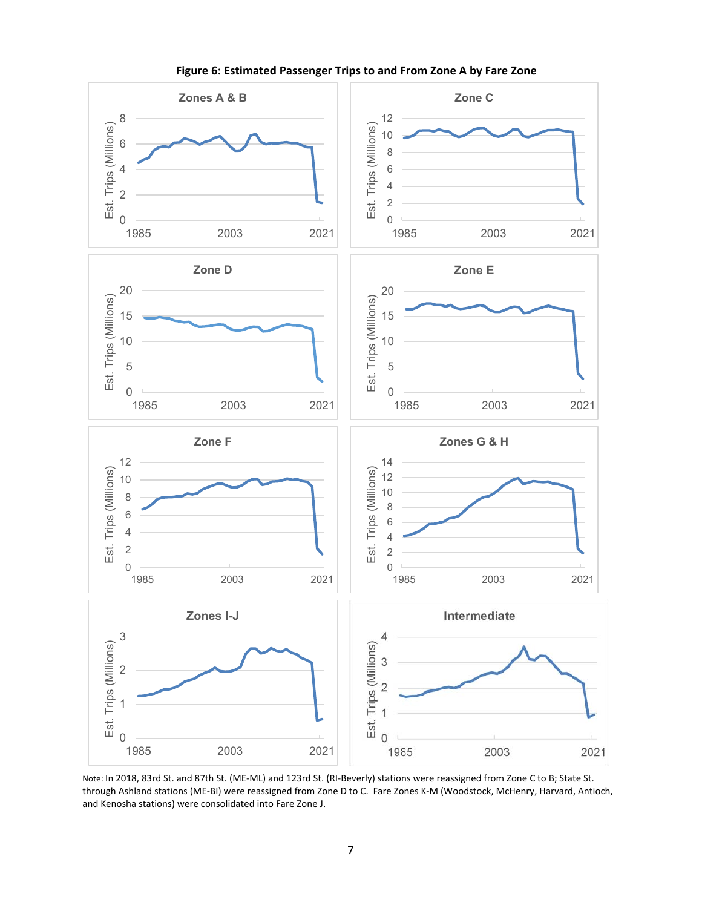**Figure 6: Estimated Passenger Trips to and From Zone A by Fare Zone**

Note: In 2018, 83rd St. and 87th St. (ME-ML) and 123rd St. (RI-Beverly) stations were reassigned from Zone C to B; State St. through Ashland stations (ME-BI) were reassigned from Zone D to C. Fare Zones K-M (Woodstock, McHenry, Harvard, Antioch, and Kenosha stations) were consolidated into Fare Zone J.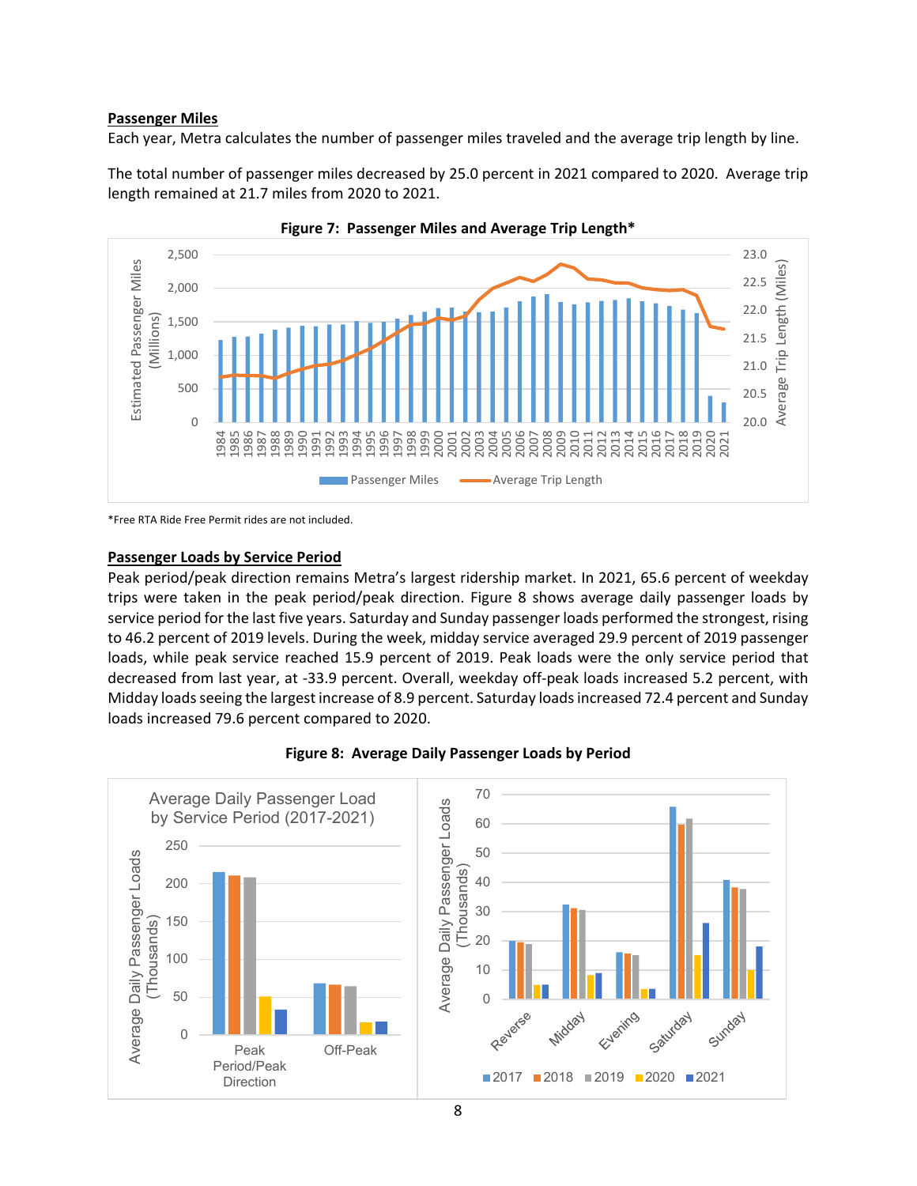**Passenger Miles**

Each year, Metra calculates the number of passenger miles traveled and the average trip length by line.

The total number of passenger miles decreased by 25.0 percent in 2021 compared to 2020. Average trip length remained at 21.7 miles from 2020 to 2021.

**Figure 7: Passenger Miles and Average Trip Length***

*Free RTA Ride Free Permit rides are not included.

**Passenger Loads by Service Period**

Peak period/peak direction remains Metra's largest ridership market. In 2021, 65.6 percent of weekday trips were taken in the peak period/peak direction. Figure 8 shows average daily passenger loads by service period for the last five years. Saturday and Sunday passenger loads performed the strongest, rising to 46.2 percent of 2019 levels. During the week, midday service averaged 29.9 percent of 2019 passenger loads, while peak service reached 15.9 percent of 2019. Peak loads were the only service period that decreased from last year, at -33.9 percent. Overall, weekday off-peak loads increased 5.2 percent, with Midday loads seeing the largest increase of 8.9 percent. Saturday loads increased 72.4 percent and Sunday loads increased 79.6 percent compared to 2020.

**Figure 8: Average Daily Passenger Loads by Period**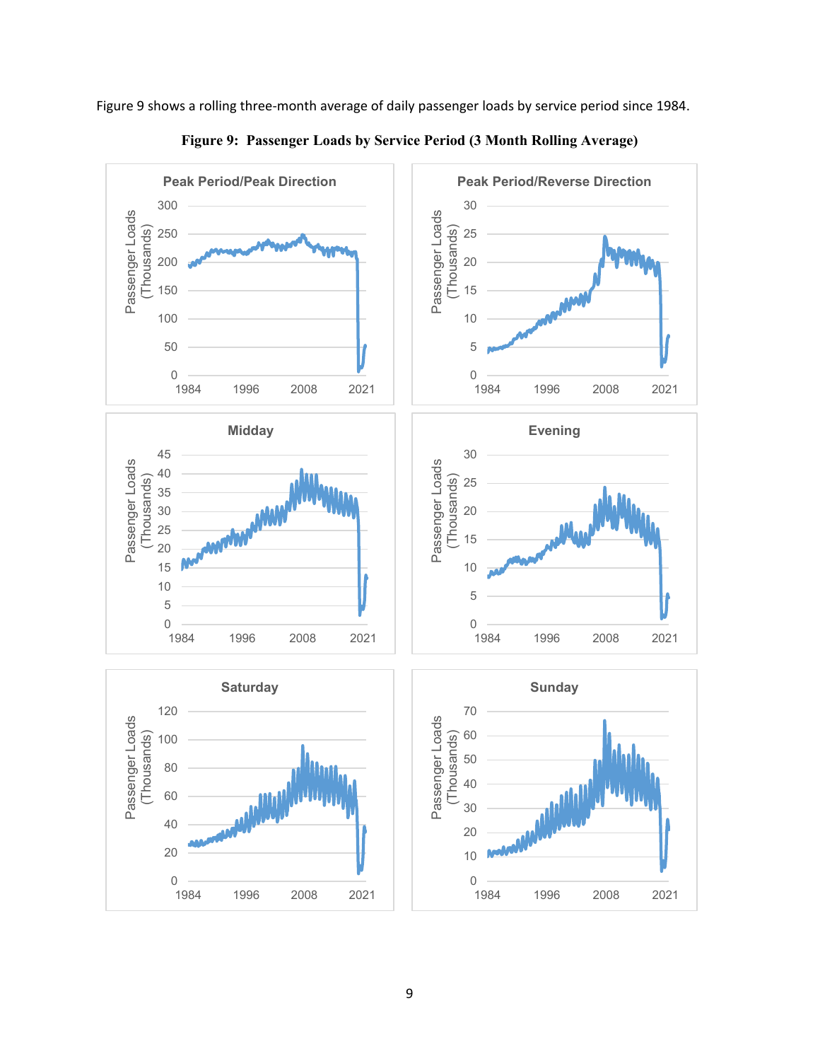Figure 9 shows a rolling three-month average of daily passenger loads by service period since 1984.

**Figure 9: Passenger Loads by Service Period (3 Month Rolling Average)**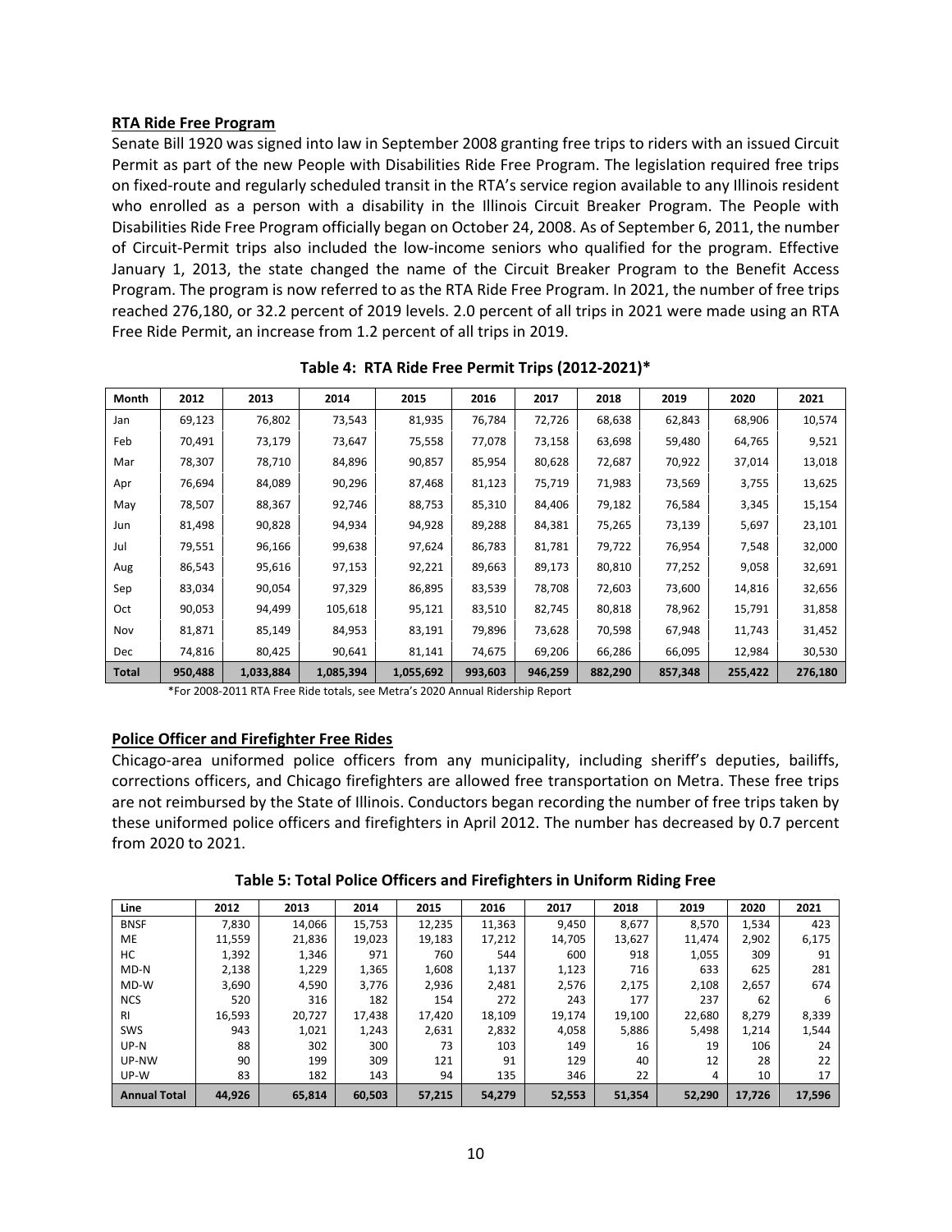## RTA Ride Free Program

Senate Bill 1920 was signed into law in September 2008 granting free trips to riders with an issued Circuit Permit as part of the new People with Disabilities Ride Free Program. The legislation required free trips on fixed-route and regularly scheduled transit in the RTA's service region available to any Illinois resident who enrolled as a person with a disability in the Illinois Circuit Breaker Program. The People with Disabilities Ride Free Program officially began on October 24, 2008. As of September 6, 2011, the number of Circuit-Permit trips also included the low-income seniors who qualified for the program. Effective January 1, 2013, the state changed the name of the Circuit Breaker Program to the Benefit Access Program. The program is now referred to as the RTA Ride Free Program. In 2021, the number of free trips reached 276,180, or 32.2 percent of 2019 levels. 2.0 percent of all trips in 2021 were made using an RTA Free Ride Permit, an increase from 1.2 percent of all trips in 2019.

**Table 4: RTA Ride Free Permit Trips (2012-2021)***

| Month | 2012 | 2013 | 2014 | 2015 | 2016 | 2017 | 2018 | 2019 | 2020 | 2021 |
|---|---|---|---|---|---|---|---|---|---|---|
| Jan | 69,123 | 76,802 | 73,543 | 81,935 | 76,784 | 72,726 | 68,638 | 62,843 | 68,906 | 10,574 |
| Feb | 70,491 | 73,179 | 73,647 | 75,558 | 77,078 | 73,158 | 63,698 | 59,480 | 64,765 | 9,521 |
| Mar | 78,307 | 78,710 | 84,896 | 90,857 | 85,954 | 80,628 | 72,687 | 70,922 | 37,014 | 13,018 |
| Apr | 76,694 | 84,089 | 90,296 | 87,468 | 81,123 | 75,719 | 71,983 | 73,569 | 3,755 | 13,625 |
| May | 78,507 | 88,367 | 92,746 | 88,753 | 85,310 | 84,406 | 79,182 | 76,584 | 3,345 | 15,154 |
| Jun | 81,498 | 90,828 | 94,934 | 94,928 | 89,288 | 84,381 | 75,265 | 73,139 | 5,697 | 23,101 |
| Jul | 79,551 | 96,166 | 99,638 | 97,624 | 86,783 | 81,781 | 79,722 | 76,954 | 7,548 | 32,000 |
| Aug | 86,543 | 95,616 | 97,153 | 92,221 | 89,663 | 89,173 | 80,810 | 77,252 | 9,058 | 32,691 |
| Sep | 83,034 | 90,054 | 97,329 | 86,895 | 83,539 | 78,708 | 72,603 | 73,600 | 14,816 | 32,656 |
| Oct | 90,053 | 94,499 | 105,618 | 95,121 | 83,510 | 82,745 | 80,818 | 78,962 | 15,791 | 31,858 |
| Nov | 81,871 | 85,149 | 84,953 | 83,191 | 79,896 | 73,628 | 70,598 | 67,948 | 11,743 | 31,452 |
| Dec | 74,816 | 80,425 | 90,641 | 81,141 | 74,675 | 69,206 | 66,286 | 66,095 | 12,984 | 30,530 |
| **Total** | **950,488** | **1,033,884** | **1,085,394** | **1,055,692** | **993,603** | **946,259** | **882,290** | **857,348** | **255,422** | **276,180** |

*For 2008-2011 RTA Free Ride totals, see Metra's 2020 Annual Ridership Report

## Police Officer and Firefighter Free Rides

Chicago-area uniformed police officers from any municipality, including sheriff's deputies, bailiffs, corrections officers, and Chicago firefighters are allowed free transportation on Metra. These free trips are not reimbursed by the State of Illinois. Conductors began recording the number of free trips taken by these uniformed police officers and firefighters in April 2012. The number has decreased by 0.7 percent from 2020 to 2021.

**Table 5: Total Police Officers and Firefighters in Uniform Riding Free**

| Line | 2012 | 2013 | 2014 | 2015 | 2016 | 2017 | 2018 | 2019 | 2020 | 2021 |
|---|---|---|---|---|---|---|---|---|---|---|
| BNSF | 7,830 | 14,066 | 15,753 | 12,235 | 11,363 | 9,450 | 8,677 | 8,570 | 1,534 | 423 |
| ME | 11,559 | 21,836 | 19,023 | 19,183 | 17,212 | 14,705 | 13,627 | 11,474 | 2,902 | 6,175 |
| HC | 1,392 | 1,346 | 971 | 760 | 544 | 600 | 918 | 1,055 | 309 | 91 |
| MD-N | 2,138 | 1,229 | 1,365 | 1,608 | 1,137 | 1,123 | 716 | 633 | 625 | 281 |
| MD-W | 3,690 | 4,590 | 3,776 | 2,936 | 2,481 | 2,576 | 2,175 | 2,108 | 2,657 | 674 |
| NCS | 520 | 316 | 182 | 154 | 272 | 243 | 177 | 237 | 62 | 6 |
| RI | 16,593 | 20,727 | 17,438 | 17,420 | 18,109 | 19,174 | 19,100 | 22,680 | 8,279 | 8,339 |
| SWS | 943 | 1,021 | 1,243 | 2,631 | 2,832 | 4,058 | 5,886 | 5,498 | 1,214 | 1,544 |
| UP-N | 88 | 302 | 300 | 73 | 103 | 149 | 16 | 19 | 106 | 24 |
| UP-NW | 90 | 199 | 309 | 121 | 91 | 129 | 40 | 12 | 28 | 22 |
| UP-W | 83 | 182 | 143 | 94 | 135 | 346 | 22 | 4 | 10 | 17 |
| **Annual Total** | **44,926** | **65,814** | **60,503** | **57,215** | **54,279** | **52,553** | **51,354** | **52,290** | **17,726** | **17,596** |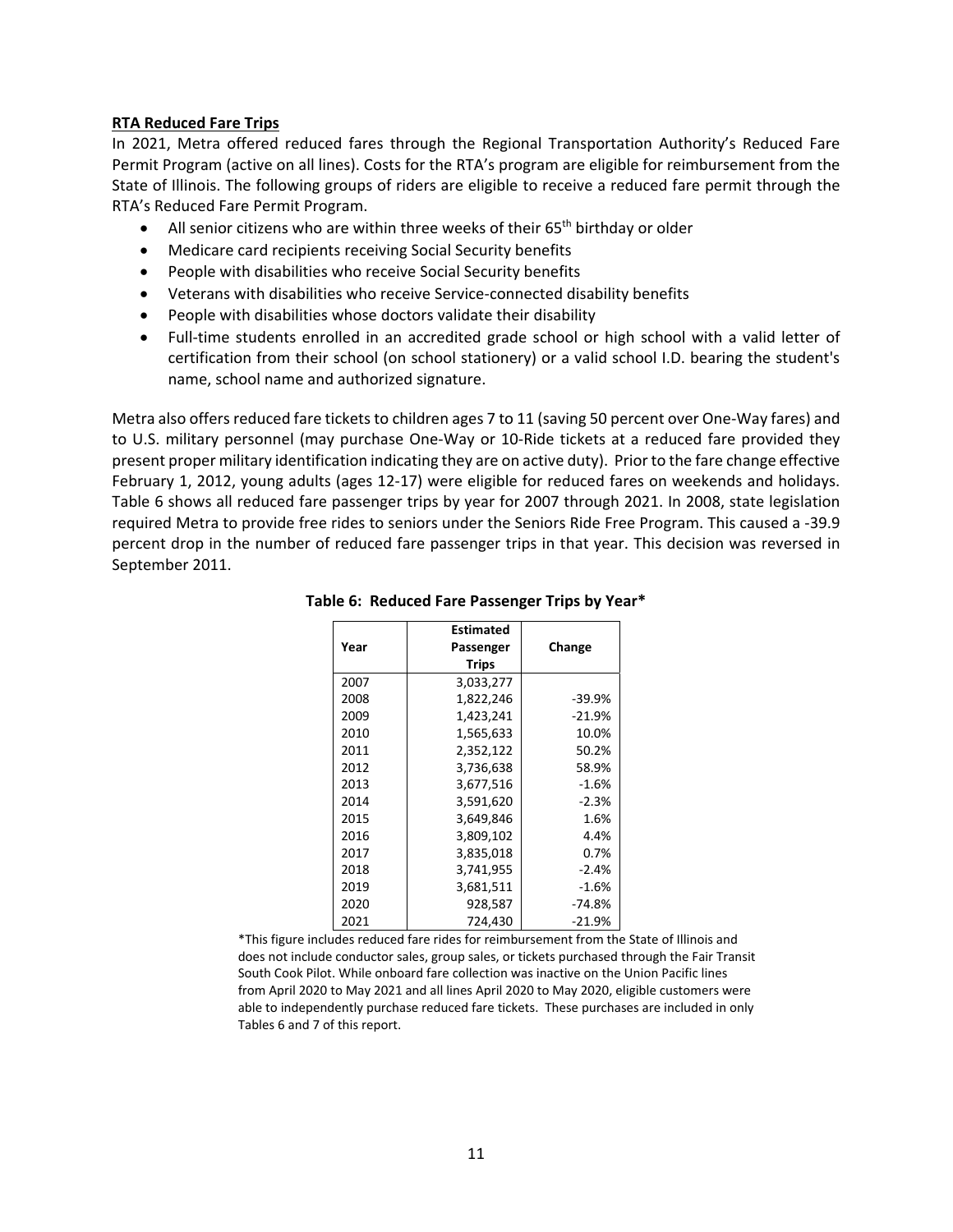**RTA Reduced Fare Trips**

In 2021, Metra offered reduced fares through the Regional Transportation Authority's Reduced Fare Permit Program (active on all lines). Costs for the RTA's program are eligible for reimbursement from the State of Illinois. The following groups of riders are eligible to receive a reduced fare permit through the RTA's Reduced Fare Permit Program.

- All senior citizens who are within three weeks of their 65th birthday or older
- Medicare card recipients receiving Social Security benefits
- People with disabilities who receive Social Security benefits
- Veterans with disabilities who receive Service-connected disability benefits
- People with disabilities whose doctors validate their disability
- Full-time students enrolled in an accredited grade school or high school with a valid letter of certification from their school (on school stationery) or a valid school I.D. bearing the student's name, school name and authorized signature.

Metra also offers reduced fare tickets to children ages 7 to 11 (saving 50 percent over One-Way fares) and to U.S. military personnel (may purchase One-Way or 10-Ride tickets at a reduced fare provided they present proper military identification indicating they are on active duty). Prior to the fare change effective February 1, 2012, young adults (ages 12-17) were eligible for reduced fares on weekends and holidays. Table 6 shows all reduced fare passenger trips by year for 2007 through 2021. In 2008, state legislation required Metra to provide free rides to seniors under the Seniors Ride Free Program. This caused a -39.9 percent drop in the number of reduced fare passenger trips in that year. This decision was reversed in September 2011.

**Table 6: Reduced Fare Passenger Trips by Year***

| Year | Estimated Passenger Trips | Change |
|---|---|---|
| 2007 | 3,033,277 | |
| 2008 | 1,822,246 | -39.9% |
| 2009 | 1,423,241 | -21.9% |
| 2010 | 1,565,633 | 10.0% |
| 2011 | 2,352,122 | 50.2% |
| 2012 | 3,736,638 | 58.9% |
| 2013 | 3,677,516 | -1.6% |
| 2014 | 3,591,620 | -2.3% |
| 2015 | 3,649,846 | 1.6% |
| 2016 | 3,809,102 | 4.4% |
| 2017 | 3,835,018 | 0.7% |
| 2018 | 3,741,955 | -2.4% |
| 2019 | 3,681,511 | -1.6% |
| 2020 | 928,587 | -74.8% |
| 2021 | 724,430 | -21.9% |

*This figure includes reduced fare rides for reimbursement from the State of Illinois and does not include conductor sales, group sales, or tickets purchased through the Fair Transit South Cook Pilot. While onboard fare collection was inactive on the Union Pacific lines from April 2020 to May 2021 and all lines April 2020 to May 2020, eligible customers were able to independently purchase reduced fare tickets. These purchases are included in only Tables 6 and 7 of this report.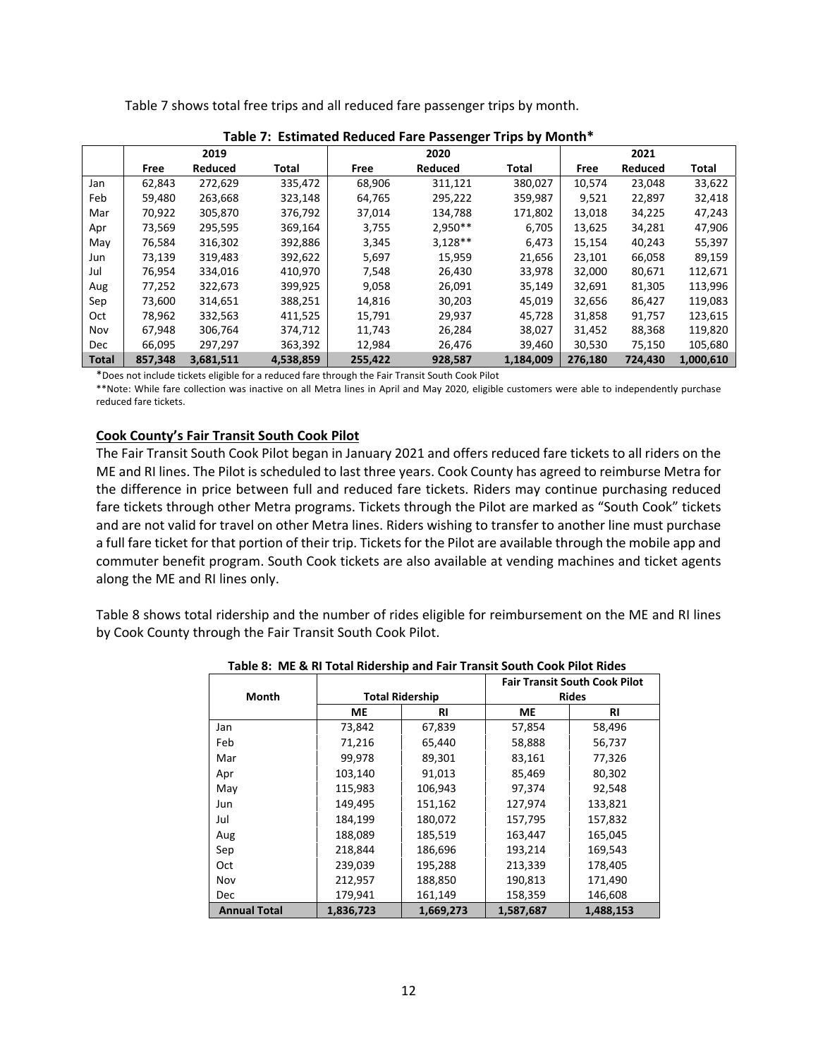Table 7 shows total free trips and all reduced fare passenger trips by month.

**Table 7: Estimated Reduced Fare Passenger Trips by Month***

| | 2019 | | | 2020 | | | 2021 | | |
|---|---|---|---|---|---|---|---|---|---|
| | **Free** | **Reduced** | **Total** | **Free** | **Reduced** | **Total** | **Free** | **Reduced** | **Total** |
| Jan | 62,843 | 272,629 | 335,472 | 68,906 | 311,121 | 380,027 | 10,574 | 23,048 | 33,622 |
| Feb | 59,480 | 263,668 | 323,148 | 64,765 | 295,222 | 359,987 | 9,521 | 22,897 | 32,418 |
| Mar | 70,922 | 305,870 | 376,792 | 37,014 | 134,788 | 171,802 | 13,018 | 34,225 | 47,243 |
| Apr | 73,569 | 295,595 | 369,164 | 3,755 | 2,950** | 6,705 | 13,625 | 34,281 | 47,906 |
| May | 76,584 | 316,302 | 392,886 | 3,345 | 3,128** | 6,473 | 15,154 | 40,243 | 55,397 |
| Jun | 73,139 | 319,483 | 392,622 | 5,697 | 15,959 | 21,656 | 23,101 | 66,058 | 89,159 |
| Jul | 76,954 | 334,016 | 410,970 | 7,548 | 26,430 | 33,978 | 32,000 | 80,671 | 112,671 |
| Aug | 77,252 | 322,673 | 399,925 | 9,058 | 26,091 | 35,149 | 32,691 | 81,305 | 113,996 |
| Sep | 73,600 | 314,651 | 388,251 | 14,816 | 30,203 | 45,019 | 32,656 | 86,427 | 119,083 |
| Oct | 78,962 | 332,563 | 411,525 | 15,791 | 29,937 | 45,728 | 31,858 | 91,757 | 123,615 |
| Nov | 67,948 | 306,764 | 374,712 | 11,743 | 26,284 | 38,027 | 31,452 | 88,368 | 119,820 |
| Dec | 66,095 | 297,297 | 363,392 | 12,984 | 26,476 | 39,460 | 30,530 | 75,150 | 105,680 |
| **Total** | **857,348** | **3,681,511** | **4,538,859** | **255,422** | **928,587** | **1,184,009** | **276,180** | **724,430** | **1,000,610** |

*Does not include tickets eligible for a reduced fare through the Fair Transit South Cook Pilot

**Note: While fare collection was inactive on all Metra lines in April and May 2020, eligible customers were able to independently purchase reduced fare tickets.

## Cook County's Fair Transit South Cook Pilot

The Fair Transit South Cook Pilot began in January 2021 and offers reduced fare tickets to all riders on the ME and RI lines. The Pilot is scheduled to last three years. Cook County has agreed to reimburse Metra for the difference in price between full and reduced fare tickets. Riders may continue purchasing reduced fare tickets through other Metra programs. Tickets through the Pilot are marked as "South Cook" tickets and are not valid for travel on other Metra lines. Riders wishing to transfer to another line must purchase a full fare ticket for that portion of their trip. Tickets for the Pilot are available through the mobile app and commuter benefit program. South Cook tickets are also available at vending machines and ticket agents along the ME and RI lines only.

Table 8 shows total ridership and the number of rides eligible for reimbursement on the ME and RI lines by Cook County through the Fair Transit South Cook Pilot.

**Table 8: ME & RI Total Ridership and Fair Transit South Cook Pilot Rides**

| Month | Total Ridership | | Fair Transit South Cook Pilot Rides | |
|---|---|---|---|---|
| | **ME** | **RI** | **ME** | **RI** |
| Jan | 73,842 | 67,839 | 57,854 | 58,496 |
| Feb | 71,216 | 65,440 | 58,888 | 56,737 |
| Mar | 99,978 | 89,301 | 83,161 | 77,326 |
| Apr | 103,140 | 91,013 | 85,469 | 80,302 |
| May | 115,983 | 106,943 | 97,374 | 92,548 |
| Jun | 149,495 | 151,162 | 127,974 | 133,821 |
| Jul | 184,199 | 180,072 | 157,795 | 157,832 |
| Aug | 188,089 | 185,519 | 163,447 | 165,045 |
| Sep | 218,844 | 186,696 | 193,214 | 169,543 |
| Oct | 239,039 | 195,288 | 213,339 | 178,405 |
| Nov | 212,957 | 188,850 | 190,813 | 171,490 |
| Dec | 179,941 | 161,149 | 158,359 | 146,608 |
| **Annual Total** | **1,836,723** | **1,669,273** | **1,587,687** | **1,488,153** |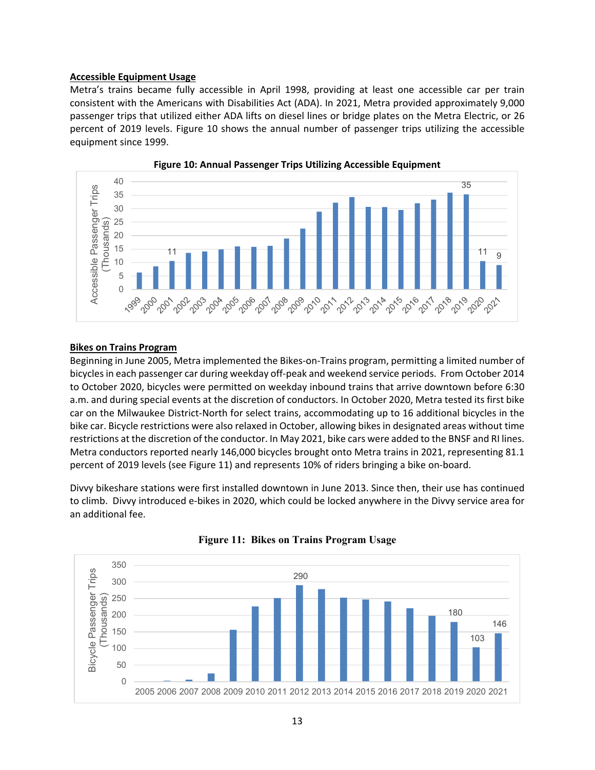**Accessible Equipment Usage**

Metra's trains became fully accessible in April 1998, providing at least one accessible car per train consistent with the Americans with Disabilities Act (ADA). In 2021, Metra provided approximately 9,000 passenger trips that utilized either ADA lifts on diesel lines or bridge plates on the Metra Electric, or 26 percent of 2019 levels. Figure 10 shows the annual number of passenger trips utilizing the accessible equipment since 1999.

**Figure 10: Annual Passenger Trips Utilizing Accessible Equipment**

**Bikes on Trains Program**

Beginning in June 2005, Metra implemented the Bikes-on-Trains program, permitting a limited number of bicycles in each passenger car during weekday off-peak and weekend service periods. From October 2014 to October 2020, bicycles were permitted on weekday inbound trains that arrive downtown before 6:30 a.m. and during special events at the discretion of conductors. In October 2020, Metra tested its first bike car on the Milwaukee District-North for select trains, accommodating up to 16 additional bicycles in the bike car. Bicycle restrictions were also relaxed in October, allowing bikes in designated areas without time restrictions at the discretion of the conductor. In May 2021, bike cars were added to the BNSF and RI lines. Metra conductors reported nearly 146,000 bicycles brought onto Metra trains in 2021, representing 81.1 percent of 2019 levels (see Figure 11) and represents 10% of riders bringing a bike on-board.

Divvy bikeshare stations were first installed downtown in June 2013. Since then, their use has continued to climb. Divvy introduced e-bikes in 2020, which could be locked anywhere in the Divvy service area for an additional fee.

**Figure 11: Bikes on Trains Program Usage**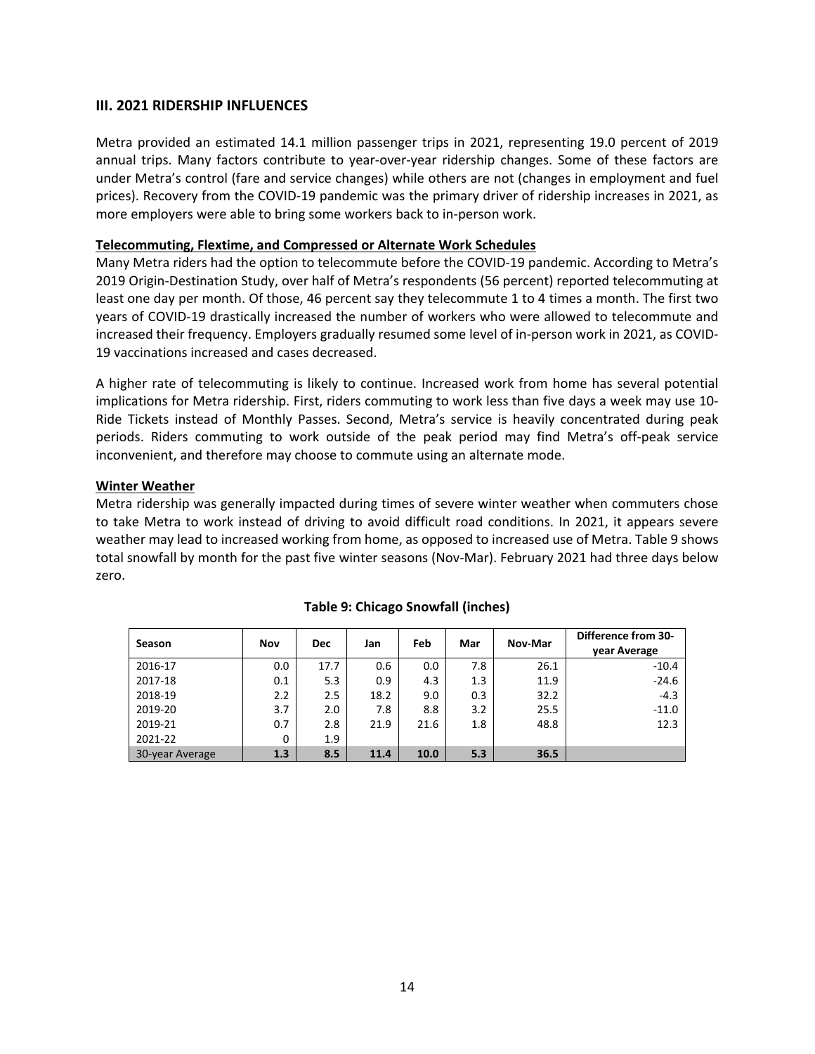## III. 2021 RIDERSHIP INFLUENCES

Metra provided an estimated 14.1 million passenger trips in 2021, representing 19.0 percent of 2019 annual trips. Many factors contribute to year-over-year ridership changes. Some of these factors are under Metra's control (fare and service changes) while others are not (changes in employment and fuel prices). Recovery from the COVID-19 pandemic was the primary driver of ridership increases in 2021, as more employers were able to bring some workers back to in-person work.

### Telecommuting, Flextime, and Compressed or Alternate Work Schedules

Many Metra riders had the option to telecommute before the COVID-19 pandemic. According to Metra's 2019 Origin-Destination Study, over half of Metra's respondents (56 percent) reported telecommuting at least one day per month. Of those, 46 percent say they telecommute 1 to 4 times a month. The first two years of COVID-19 drastically increased the number of workers who were allowed to telecommute and increased their frequency. Employers gradually resumed some level of in-person work in 2021, as COVID-19 vaccinations increased and cases decreased.

A higher rate of telecommuting is likely to continue. Increased work from home has several potential implications for Metra ridership. First, riders commuting to work less than five days a week may use 10-Ride Tickets instead of Monthly Passes. Second, Metra's service is heavily concentrated during peak periods. Riders commuting to work outside of the peak period may find Metra's off-peak service inconvenient, and therefore may choose to commute using an alternate mode.

### Winter Weather

Metra ridership was generally impacted during times of severe winter weather when commuters chose to take Metra to work instead of driving to avoid difficult road conditions. In 2021, it appears severe weather may lead to increased working from home, as opposed to increased use of Metra. Table 9 shows total snowfall by month for the past five winter seasons (Nov-Mar). February 2021 had three days below zero.

**Table 9: Chicago Snowfall (inches)**

| Season | Nov | Dec | Jan | Feb | Mar | Nov-Mar | Difference from 30-year Average |
|---|---|---|---|---|---|---|---|
| 2016-17 | 0.0 | 17.7 | 0.6 | 0.0 | 7.8 | 26.1 | -10.4 |
| 2017-18 | 0.1 | 5.3 | 0.9 | 4.3 | 1.3 | 11.9 | -24.6 |
| 2018-19 | 2.2 | 2.5 | 18.2 | 9.0 | 0.3 | 32.2 | -4.3 |
| 2019-20 | 3.7 | 2.0 | 7.8 | 8.8 | 3.2 | 25.5 | -11.0 |
| 2019-21 | 0.7 | 2.8 | 21.9 | 21.6 | 1.8 | 48.8 | 12.3 |
| 2021-22 | 0 | 1.9 | | | | | |
| 30-year Average | **1.3** | **8.5** | **11.4** | **10.0** | **5.3** | **36.5** | |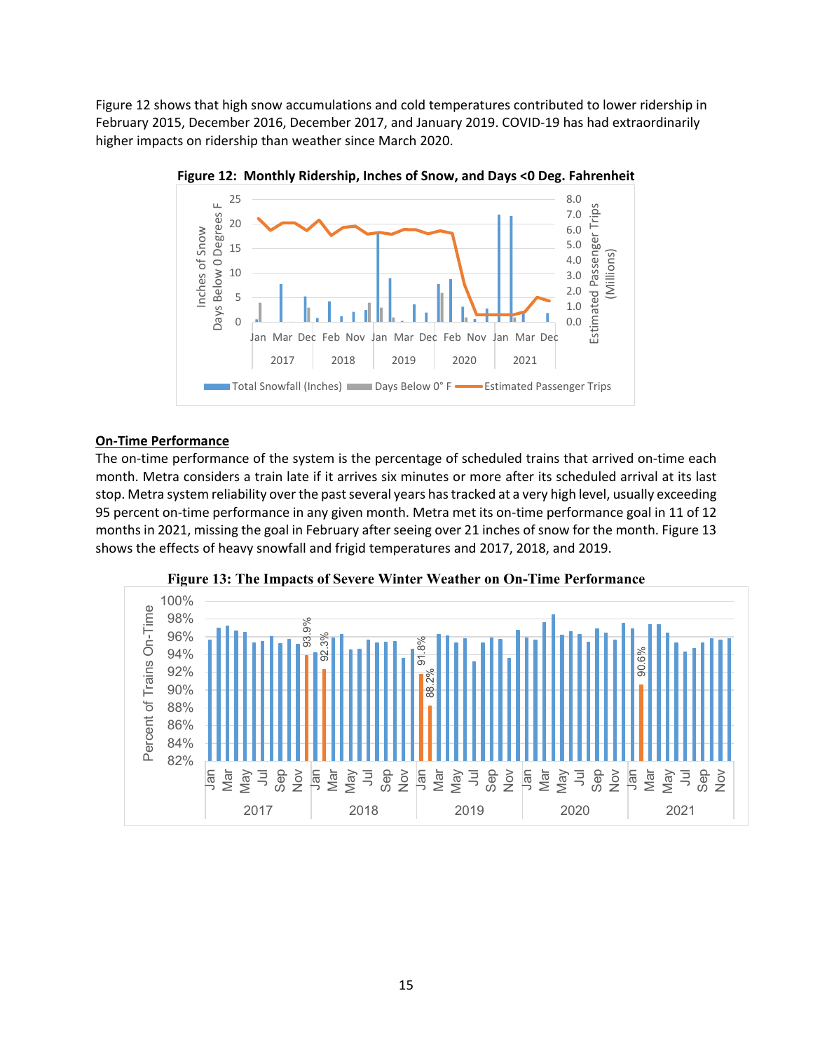Figure 12 shows that high snow accumulations and cold temperatures contributed to lower ridership in February 2015, December 2016, December 2017, and January 2019. COVID-19 has had extraordinarily higher impacts on ridership than weather since March 2020.

**Figure 12: Monthly Ridership, Inches of Snow, and Days <0 Deg. Fahrenheit**

## On-Time Performance

The on-time performance of the system is the percentage of scheduled trains that arrived on-time each month. Metra considers a train late if it arrives six minutes or more after its scheduled arrival at its last stop. Metra system reliability over the past several years has tracked at a very high level, usually exceeding 95 percent on-time performance in any given month. Metra met its on-time performance goal in 11 of 12 months in 2021, missing the goal in February after seeing over 21 inches of snow for the month. Figure 13 shows the effects of heavy snowfall and frigid temperatures and 2017, 2018, and 2019.

**Figure 13: The Impacts of Severe Winter Weather on On-Time Performance**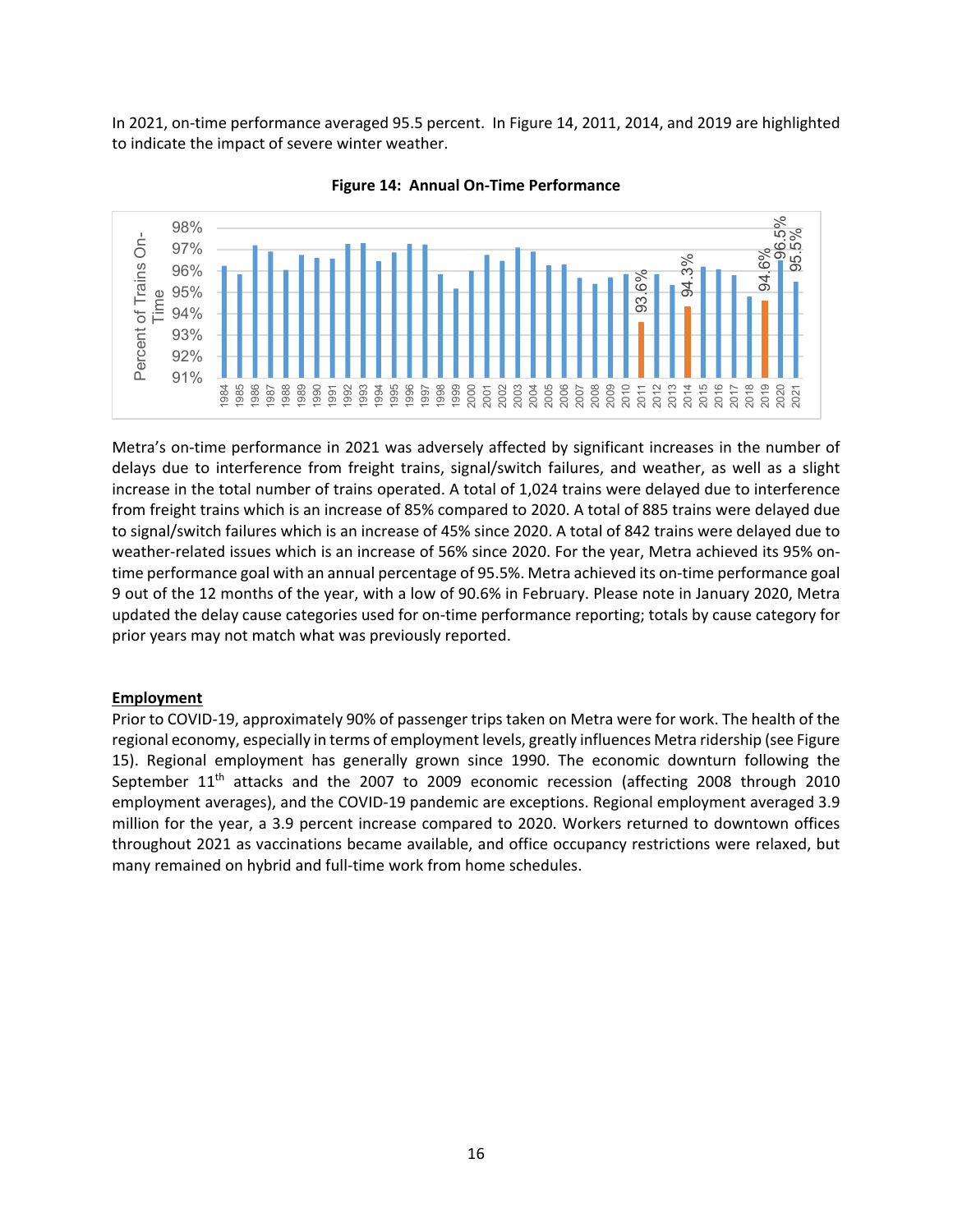In 2021, on-time performance averaged 95.5 percent. In Figure 14, 2011, 2014, and 2019 are highlighted to indicate the impact of severe winter weather.

**Figure 14: Annual On-Time Performance**

Metra's on-time performance in 2021 was adversely affected by significant increases in the number of delays due to interference from freight trains, signal/switch failures, and weather, as well as a slight increase in the total number of trains operated. A total of 1,024 trains were delayed due to interference from freight trains which is an increase of 85% compared to 2020. A total of 885 trains were delayed due to signal/switch failures which is an increase of 45% since 2020. A total of 842 trains were delayed due to weather-related issues which is an increase of 56% since 2020. For the year, Metra achieved its 95% on-time performance goal with an annual percentage of 95.5%. Metra achieved its on-time performance goal 9 out of the 12 months of the year, with a low of 90.6% in February. Please note in January 2020, Metra updated the delay cause categories used for on-time performance reporting; totals by cause category for prior years may not match what was previously reported.

## Employment

Prior to COVID-19, approximately 90% of passenger trips taken on Metra were for work. The health of the regional economy, especially in terms of employment levels, greatly influences Metra ridership (see Figure 15). Regional employment has generally grown since 1990. The economic downturn following the September 11th attacks and the 2007 to 2009 economic recession (affecting 2008 through 2010 employment averages), and the COVID-19 pandemic are exceptions. Regional employment averaged 3.9 million for the year, a 3.9 percent increase compared to 2020. Workers returned to downtown offices throughout 2021 as vaccinations became available, and office occupancy restrictions were relaxed, but many remained on hybrid and full-time work from home schedules.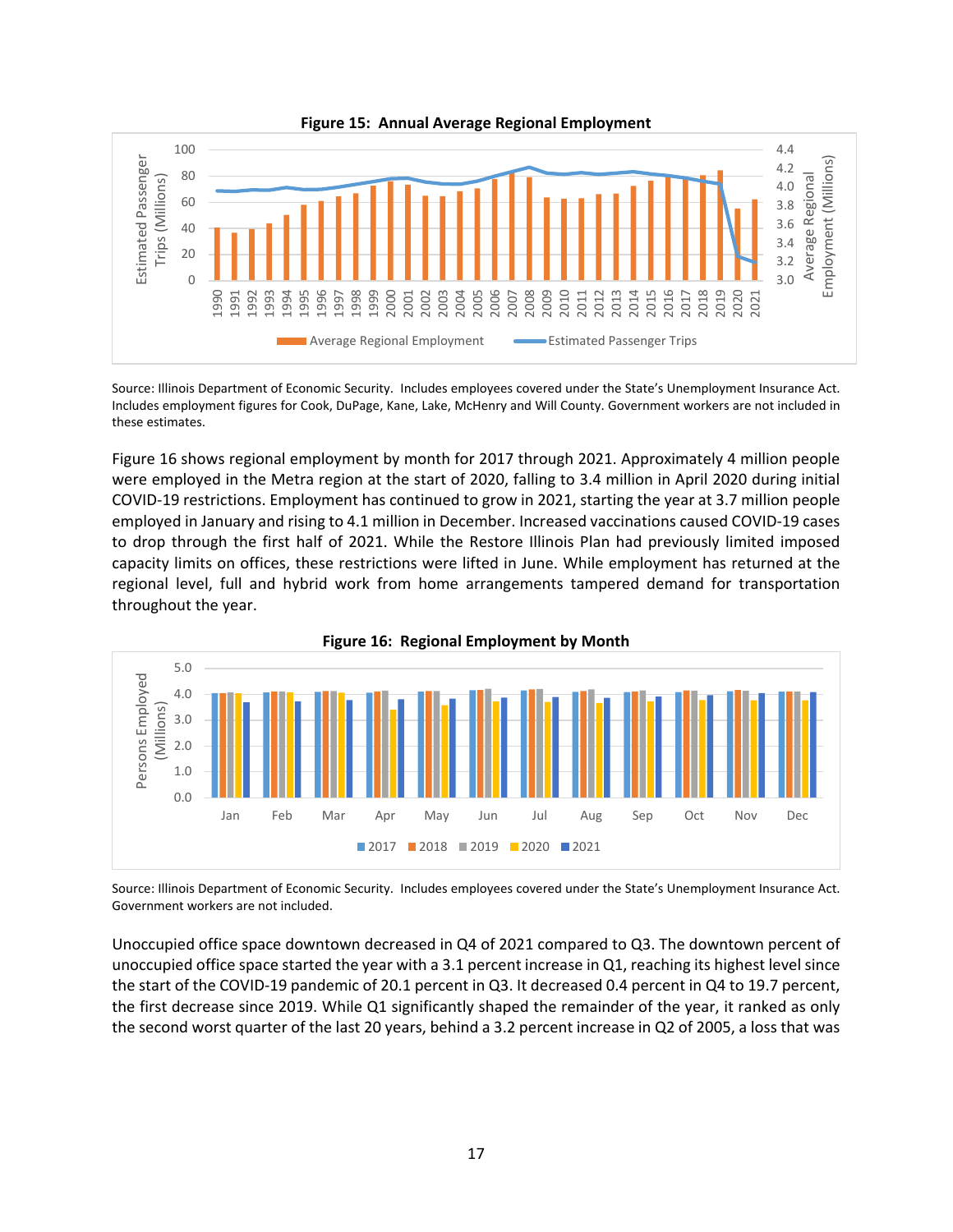**Figure 15: Annual Average Regional Employment**

Source: Illinois Department of Economic Security. Includes employees covered under the State's Unemployment Insurance Act. Includes employment figures for Cook, DuPage, Kane, Lake, McHenry and Will County. Government workers are not included in these estimates.

Figure 16 shows regional employment by month for 2017 through 2021. Approximately 4 million people were employed in the Metra region at the start of 2020, falling to 3.4 million in April 2020 during initial COVID-19 restrictions. Employment has continued to grow in 2021, starting the year at 3.7 million people employed in January and rising to 4.1 million in December. Increased vaccinations caused COVID-19 cases to drop through the first half of 2021. While the Restore Illinois Plan had previously limited imposed capacity limits on offices, these restrictions were lifted in June. While employment has returned at the regional level, full and hybrid work from home arrangements tampered demand for transportation throughout the year.

**Figure 16: Regional Employment by Month**

Source: Illinois Department of Economic Security. Includes employees covered under the State's Unemployment Insurance Act. Government workers are not included.

Unoccupied office space downtown decreased in Q4 of 2021 compared to Q3. The downtown percent of unoccupied office space started the year with a 3.1 percent increase in Q1, reaching its highest level since the start of the COVID-19 pandemic of 20.1 percent in Q3. It decreased 0.4 percent in Q4 to 19.7 percent, the first decrease since 2019. While Q1 significantly shaped the remainder of the year, it ranked as only the second worst quarter of the last 20 years, behind a 3.2 percent increase in Q2 of 2005, a loss that was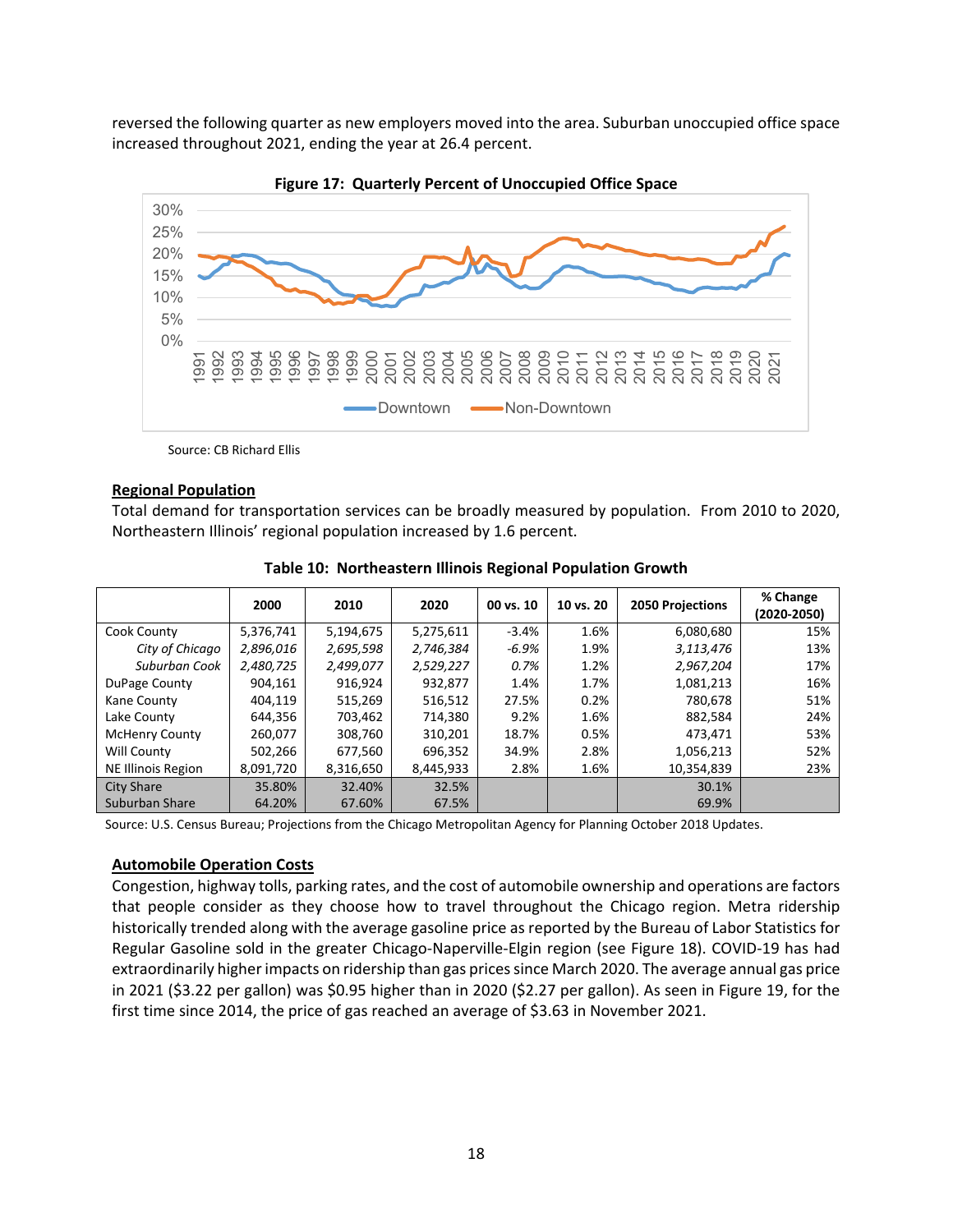reversed the following quarter as new employers moved into the area. Suburban unoccupied office space increased throughout 2021, ending the year at 26.4 percent.

**Figure 17: Quarterly Percent of Unoccupied Office Space**

Source: CB Richard Ellis

**Regional Population**

Total demand for transportation services can be broadly measured by population. From 2010 to 2020, Northeastern Illinois' regional population increased by 1.6 percent.

**Table 10: Northeastern Illinois Regional Population Growth**

| | 2000 | 2010 | 2020 | 00 vs. 10 | 10 vs. 20 | 2050 Projections | % Change (2020-2050) |
|---|---|---|---|---|---|---|---|
| Cook County | 5,376,741 | 5,194,675 | 5,275,611 | -3.4% | 1.6% | 6,080,680 | 15% |
| *City of Chicago* | *2,896,016* | *2,695,598* | *2,746,384* | *-6.9%* | 1.9% | *3,113,476* | 13% |
| *Suburban Cook* | *2,480,725* | *2,499,077* | *2,529,227* | *0.7%* | 1.2% | *2,967,204* | 17% |
| DuPage County | 904,161 | 916,924 | 932,877 | 1.4% | 1.7% | 1,081,213 | 16% |
| Kane County | 404,119 | 515,269 | 516,512 | 27.5% | 0.2% | 780,678 | 51% |
| Lake County | 644,356 | 703,462 | 714,380 | 9.2% | 1.6% | 882,584 | 24% |
| McHenry County | 260,077 | 308,760 | 310,201 | 18.7% | 0.5% | 473,471 | 53% |
| Will County | 502,266 | 677,560 | 696,352 | 34.9% | 2.8% | 1,056,213 | 52% |
| NE Illinois Region | 8,091,720 | 8,316,650 | 8,445,933 | 2.8% | 1.6% | 10,354,839 | 23% |
| City Share | 35.80% | 32.40% | 32.5% | | | 30.1% | |
| Suburban Share | 64.20% | 67.60% | 67.5% | | | 69.9% | |

Source: U.S. Census Bureau; Projections from the Chicago Metropolitan Agency for Planning October 2018 Updates.

**Automobile Operation Costs**

Congestion, highway tolls, parking rates, and the cost of automobile ownership and operations are factors that people consider as they choose how to travel throughout the Chicago region. Metra ridership historically trended along with the average gasoline price as reported by the Bureau of Labor Statistics for Regular Gasoline sold in the greater Chicago-Naperville-Elgin region (see Figure 18). COVID-19 has had extraordinarily higher impacts on ridership than gas prices since March 2020. The average annual gas price in 2021 ($3.22 per gallon) was $0.95 higher than in 2020 ($2.27 per gallon). As seen in Figure 19, for the first time since 2014, the price of gas reached an average of $3.63 in November 2021.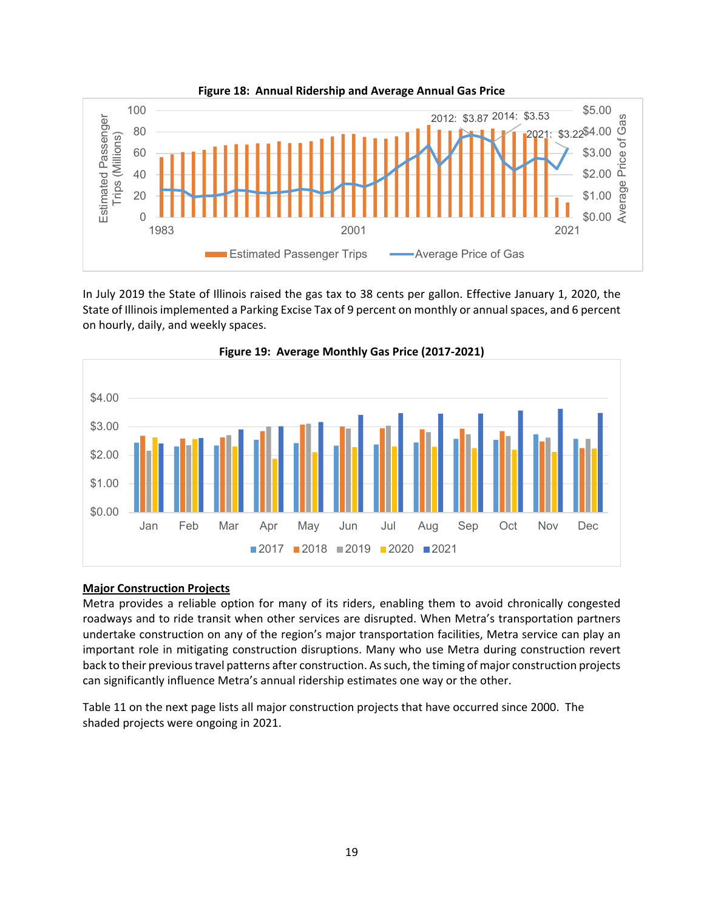**Figure 18: Annual Ridership and Average Annual Gas Price**

In July 2019 the State of Illinois raised the gas tax to 38 cents per gallon. Effective January 1, 2020, the State of Illinois implemented a Parking Excise Tax of 9 percent on monthly or annual spaces, and 6 percent on hourly, daily, and weekly spaces.

**Figure 19: Average Monthly Gas Price (2017-2021)**

**Major Construction Projects**

Metra provides a reliable option for many of its riders, enabling them to avoid chronically congested roadways and to ride transit when other services are disrupted. When Metra's transportation partners undertake construction on any of the region's major transportation facilities, Metra service can play an important role in mitigating construction disruptions. Many who use Metra during construction revert back to their previous travel patterns after construction. As such, the timing of major construction projects can significantly influence Metra's annual ridership estimates one way or the other.

Table 11 on the next page lists all major construction projects that have occurred since 2000. The shaded projects were ongoing in 2021.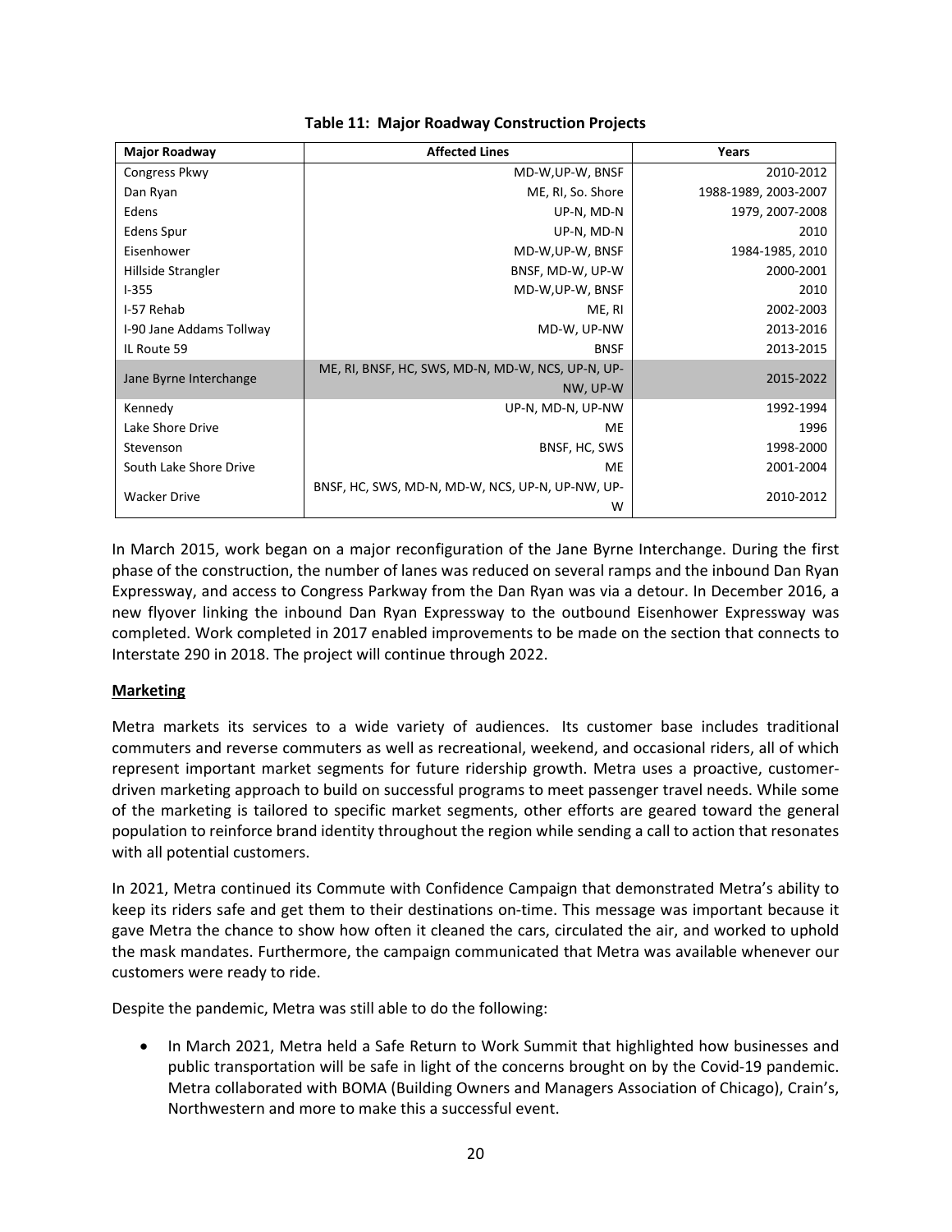**Table 11: Major Roadway Construction Projects**

| Major Roadway | Affected Lines | Years |
|---|---|---|
| Congress Pkwy | MD-W,UP-W, BNSF | 2010-2012 |
| Dan Ryan | ME, RI, So. Shore | 1988-1989, 2003-2007 |
| Edens | UP-N, MD-N | 1979, 2007-2008 |
| Edens Spur | UP-N, MD-N | 2010 |
| Eisenhower | MD-W,UP-W, BNSF | 1984-1985, 2010 |
| Hillside Strangler | BNSF, MD-W, UP-W | 2000-2001 |
| I-355 | MD-W,UP-W, BNSF | 2010 |
| I-57 Rehab | ME, RI | 2002-2003 |
| I-90 Jane Addams Tollway | MD-W, UP-NW | 2013-2016 |
| IL Route 59 | BNSF | 2013-2015 |
| Jane Byrne Interchange | ME, RI, BNSF, HC, SWS, MD-N, MD-W, NCS, UP-N, UP-NW, UP-W | 2015-2022 |
| Kennedy | UP-N, MD-N, UP-NW | 1992-1994 |
| Lake Shore Drive | ME | 1996 |
| Stevenson | BNSF, HC, SWS | 1998-2000 |
| South Lake Shore Drive | ME | 2001-2004 |
| Wacker Drive | BNSF, HC, SWS, MD-N, MD-W, NCS, UP-N, UP-NW, UP-W | 2010-2012 |

In March 2015, work began on a major reconfiguration of the Jane Byrne Interchange. During the first phase of the construction, the number of lanes was reduced on several ramps and the inbound Dan Ryan Expressway, and access to Congress Parkway from the Dan Ryan was via a detour. In December 2016, a new flyover linking the inbound Dan Ryan Expressway to the outbound Eisenhower Expressway was completed. Work completed in 2017 enabled improvements to be made on the section that connects to Interstate 290 in 2018. The project will continue through 2022.

**Marketing**

Metra markets its services to a wide variety of audiences. Its customer base includes traditional commuters and reverse commuters as well as recreational, weekend, and occasional riders, all of which represent important market segments for future ridership growth. Metra uses a proactive, customer-driven marketing approach to build on successful programs to meet passenger travel needs. While some of the marketing is tailored to specific market segments, other efforts are geared toward the general population to reinforce brand identity throughout the region while sending a call to action that resonates with all potential customers.

In 2021, Metra continued its Commute with Confidence Campaign that demonstrated Metra's ability to keep its riders safe and get them to their destinations on-time. This message was important because it gave Metra the chance to show how often it cleaned the cars, circulated the air, and worked to uphold the mask mandates. Furthermore, the campaign communicated that Metra was available whenever our customers were ready to ride.

Despite the pandemic, Metra was still able to do the following:

- In March 2021, Metra held a Safe Return to Work Summit that highlighted how businesses and public transportation will be safe in light of the concerns brought on by the Covid-19 pandemic. Metra collaborated with BOMA (Building Owners and Managers Association of Chicago), Crain's, Northwestern and more to make this a successful event.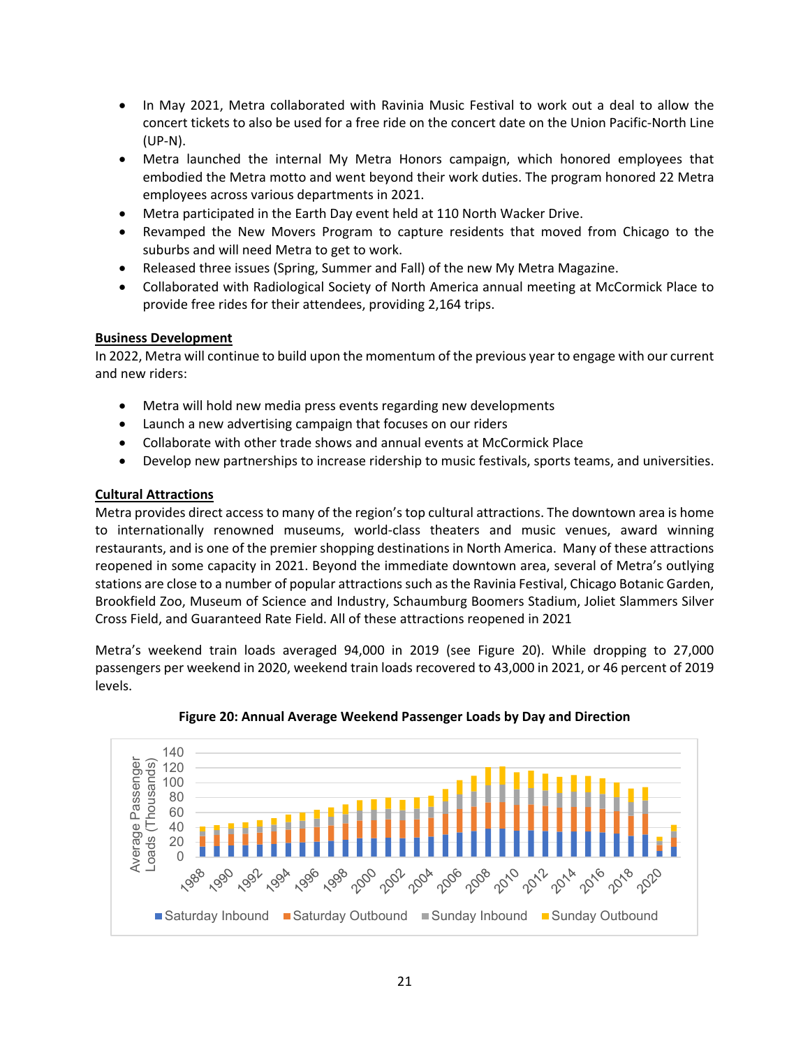- In May 2021, Metra collaborated with Ravinia Music Festival to work out a deal to allow the concert tickets to also be used for a free ride on the concert date on the Union Pacific-North Line (UP-N).
- Metra launched the internal My Metra Honors campaign, which honored employees that embodied the Metra motto and went beyond their work duties. The program honored 22 Metra employees across various departments in 2021.
- Metra participated in the Earth Day event held at 110 North Wacker Drive.
- Revamped the New Movers Program to capture residents that moved from Chicago to the suburbs and will need Metra to get to work.
- Released three issues (Spring, Summer and Fall) of the new My Metra Magazine.
- Collaborated with Radiological Society of North America annual meeting at McCormick Place to provide free rides for their attendees, providing 2,164 trips.

**Business Development**

In 2022, Metra will continue to build upon the momentum of the previous year to engage with our current and new riders:

- Metra will hold new media press events regarding new developments
- Launch a new advertising campaign that focuses on our riders
- Collaborate with other trade shows and annual events at McCormick Place
- Develop new partnerships to increase ridership to music festivals, sports teams, and universities.

**Cultural Attractions**

Metra provides direct access to many of the region's top cultural attractions. The downtown area is home to internationally renowned museums, world-class theaters and music venues, award winning restaurants, and is one of the premier shopping destinations in North America. Many of these attractions reopened in some capacity in 2021. Beyond the immediate downtown area, several of Metra's outlying stations are close to a number of popular attractions such as the Ravinia Festival, Chicago Botanic Garden, Brookfield Zoo, Museum of Science and Industry, Schaumburg Boomers Stadium, Joliet Slammers Silver Cross Field, and Guaranteed Rate Field. All of these attractions reopened in 2021

Metra's weekend train loads averaged 94,000 in 2019 (see Figure 20). While dropping to 27,000 passengers per weekend in 2020, weekend train loads recovered to 43,000 in 2021, or 46 percent of 2019 levels.

**Figure 20: Annual Average Weekend Passenger Loads by Day and Direction**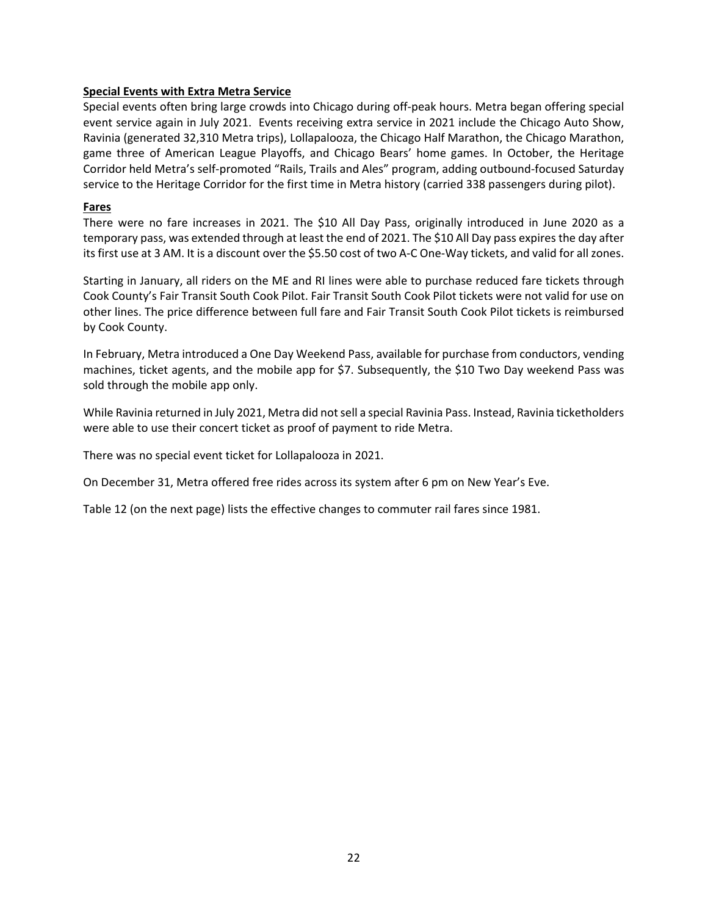**Special Events with Extra Metra Service**

Special events often bring large crowds into Chicago during off-peak hours. Metra began offering special event service again in July 2021. Events receiving extra service in 2021 include the Chicago Auto Show, Ravinia (generated 32,310 Metra trips), Lollapalooza, the Chicago Half Marathon, the Chicago Marathon, game three of American League Playoffs, and Chicago Bears' home games. In October, the Heritage Corridor held Metra's self-promoted "Rails, Trails and Ales" program, adding outbound-focused Saturday service to the Heritage Corridor for the first time in Metra history (carried 338 passengers during pilot).

**Fares**

There were no fare increases in 2021. The $10 All Day Pass, originally introduced in June 2020 as a temporary pass, was extended through at least the end of 2021. The $10 All Day pass expires the day after its first use at 3 AM. It is a discount over the $5.50 cost of two A-C One-Way tickets, and valid for all zones.

Starting in January, all riders on the ME and RI lines were able to purchase reduced fare tickets through Cook County's Fair Transit South Cook Pilot. Fair Transit South Cook Pilot tickets were not valid for use on other lines. The price difference between full fare and Fair Transit South Cook Pilot tickets is reimbursed by Cook County.

In February, Metra introduced a One Day Weekend Pass, available for purchase from conductors, vending machines, ticket agents, and the mobile app for $7. Subsequently, the $10 Two Day weekend Pass was sold through the mobile app only.

While Ravinia returned in July 2021, Metra did not sell a special Ravinia Pass. Instead, Ravinia ticketholders were able to use their concert ticket as proof of payment to ride Metra.

There was no special event ticket for Lollapalooza in 2021.

On December 31, Metra offered free rides across its system after 6 pm on New Year's Eve.

Table 12 (on the next page) lists the effective changes to commuter rail fares since 1981.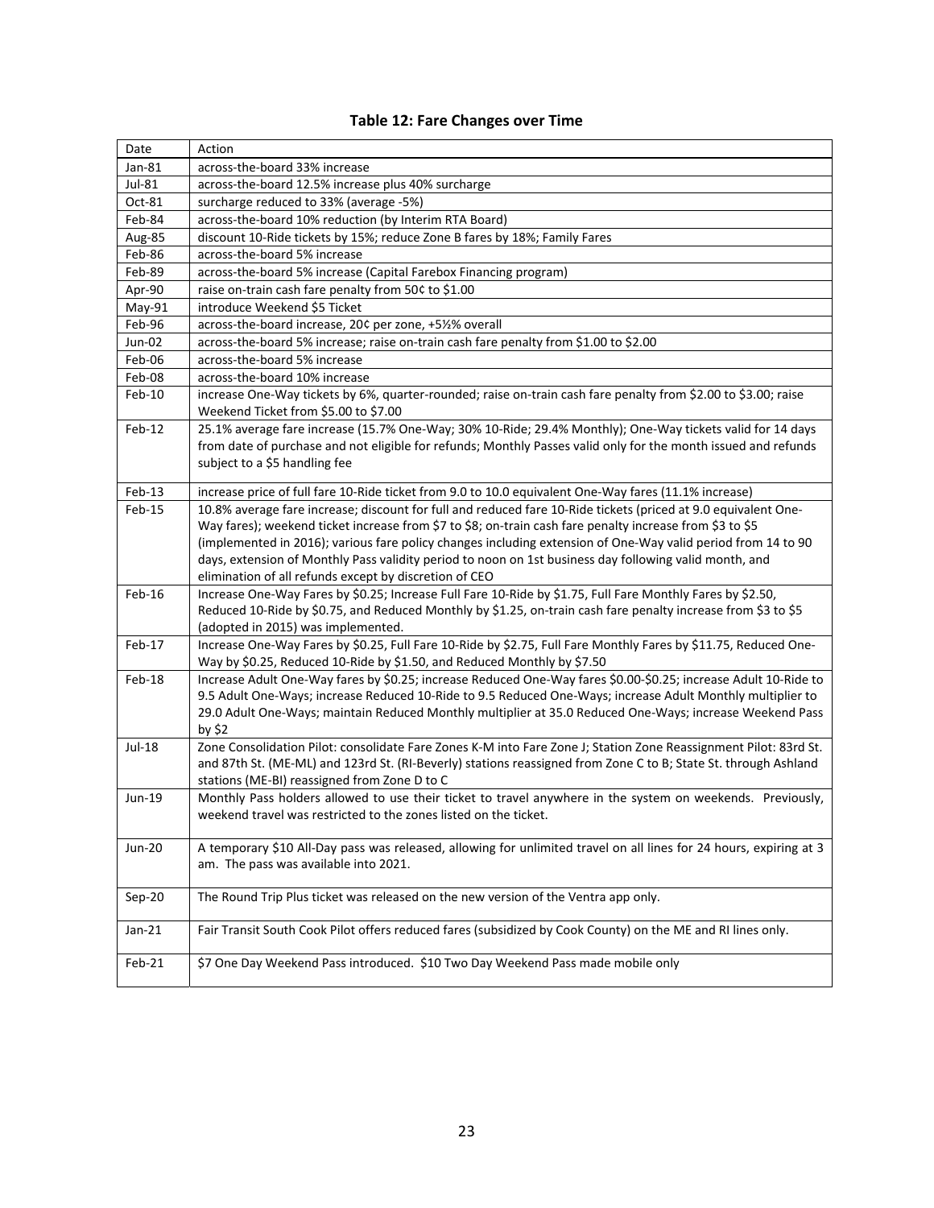**Table 12: Fare Changes over Time**

| Date | Action |
|---|---|
| Jan-81 | across-the-board 33% increase |
| Jul-81 | across-the-board 12.5% increase plus 40% surcharge |
| Oct-81 | surcharge reduced to 33% (average -5%) |
| Feb-84 | across-the-board 10% reduction (by Interim RTA Board) |
| Aug-85 | discount 10-Ride tickets by 15%; reduce Zone B fares by 18%; Family Fares |
| Feb-86 | across-the-board 5% increase |
| Feb-89 | across-the-board 5% increase (Capital Farebox Financing program) |
| Apr-90 | raise on-train cash fare penalty from 50¢ to $1.00 |
| May-91 | introduce Weekend $5 Ticket |
| Feb-96 | across-the-board increase, 20¢ per zone, +5½% overall |
| Jun-02 | across-the-board 5% increase; raise on-train cash fare penalty from $1.00 to $2.00 |
| Feb-06 | across-the-board 5% increase |
| Feb-08 | across-the-board 10% increase |
| Feb-10 | increase One-Way tickets by 6%, quarter-rounded; raise on-train cash fare penalty from $2.00 to $3.00; raise Weekend Ticket from $5.00 to $7.00 |
| Feb-12 | 25.1% average fare increase (15.7% One-Way; 30% 10-Ride; 29.4% Monthly); One-Way tickets valid for 14 days from date of purchase and not eligible for refunds; Monthly Passes valid only for the month issued and refunds subject to a $5 handling fee |
| Feb-13 | increase price of full fare 10-Ride ticket from 9.0 to 10.0 equivalent One-Way fares (11.1% increase) |
| Feb-15 | 10.8% average fare increase; discount for full and reduced fare 10-Ride tickets (priced at 9.0 equivalent One-Way fares); weekend ticket increase from $7 to $8; on-train cash fare penalty increase from $3 to $5 (implemented in 2016); various fare policy changes including extension of One-Way valid period from 14 to 90 days, extension of Monthly Pass validity period to noon on 1st business day following valid month, and elimination of all refunds except by discretion of CEO |
| Feb-16 | Increase One-Way Fares by $0.25; Increase Full Fare 10-Ride by $1.75, Full Fare Monthly Fares by $2.50, Reduced 10-Ride by $0.75, and Reduced Monthly by $1.25, on-train cash fare penalty increase from $3 to $5 (adopted in 2015) was implemented. |
| Feb-17 | Increase One-Way Fares by $0.25, Full Fare 10-Ride by $2.75, Full Fare Monthly Fares by $11.75, Reduced One-Way by $0.25, Reduced 10-Ride by $1.50, and Reduced Monthly by $7.50 |
| Feb-18 | Increase Adult One-Way fares by $0.25; increase Reduced One-Way fares $0.00-$0.25; increase Adult 10-Ride to 9.5 Adult One-Ways; increase Reduced 10-Ride to 9.5 Reduced One-Ways; increase Adult Monthly multiplier to 29.0 Adult One-Ways; maintain Reduced Monthly multiplier at 35.0 Reduced One-Ways; increase Weekend Pass by $2 |
| Jul-18 | Zone Consolidation Pilot: consolidate Fare Zones K-M into Fare Zone J; Station Zone Reassignment Pilot: 83rd St. and 87th St. (ME-ML) and 123rd St. (RI-Beverly) stations reassigned from Zone C to B; State St. through Ashland stations (ME-BI) reassigned from Zone D to C |
| Jun-19 | Monthly Pass holders allowed to use their ticket to travel anywhere in the system on weekends. Previously, weekend travel was restricted to the zones listed on the ticket. |
| Jun-20 | A temporary $10 All-Day pass was released, allowing for unlimited travel on all lines for 24 hours, expiring at 3 am. The pass was available into 2021. |
| Sep-20 | The Round Trip Plus ticket was released on the new version of the Ventra app only. |
| Jan-21 | Fair Transit South Cook Pilot offers reduced fares (subsidized by Cook County) on the ME and RI lines only. |
| Feb-21 | $7 One Day Weekend Pass introduced. $10 Two Day Weekend Pass made mobile only |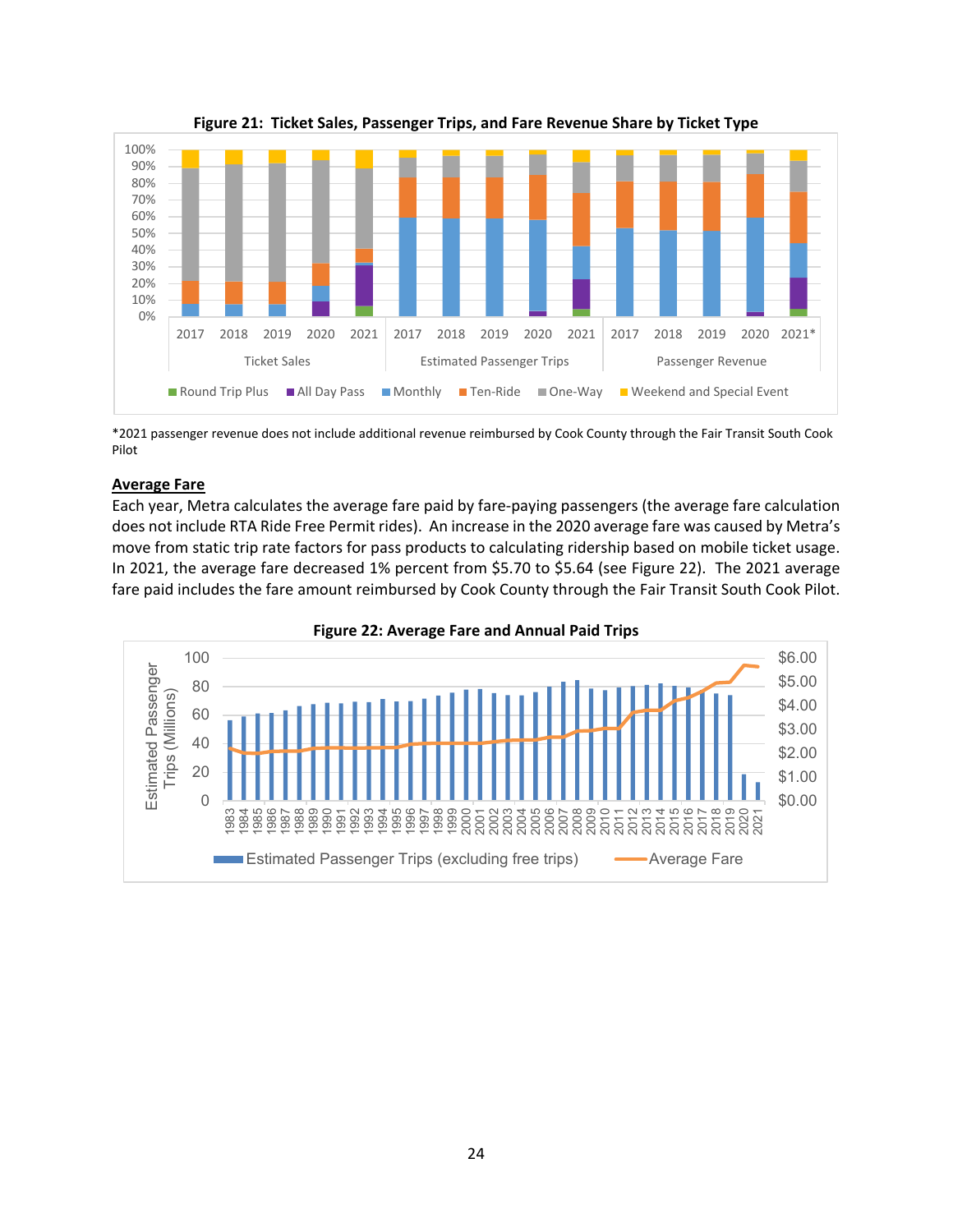**Figure 21: Ticket Sales, Passenger Trips, and Fare Revenue Share by Ticket Type**

*2021 passenger revenue does not include additional revenue reimbursed by Cook County through the Fair Transit South Cook Pilot

## Average Fare

Each year, Metra calculates the average fare paid by fare-paying passengers (the average fare calculation does not include RTA Ride Free Permit rides). An increase in the 2020 average fare was caused by Metra's move from static trip rate factors for pass products to calculating ridership based on mobile ticket usage. In 2021, the average fare decreased 1% percent from $5.70 to $5.64 (see Figure 22). The 2021 average fare paid includes the fare amount reimbursed by Cook County through the Fair Transit South Cook Pilot.

**Figure 22: Average Fare and Annual Paid Trips**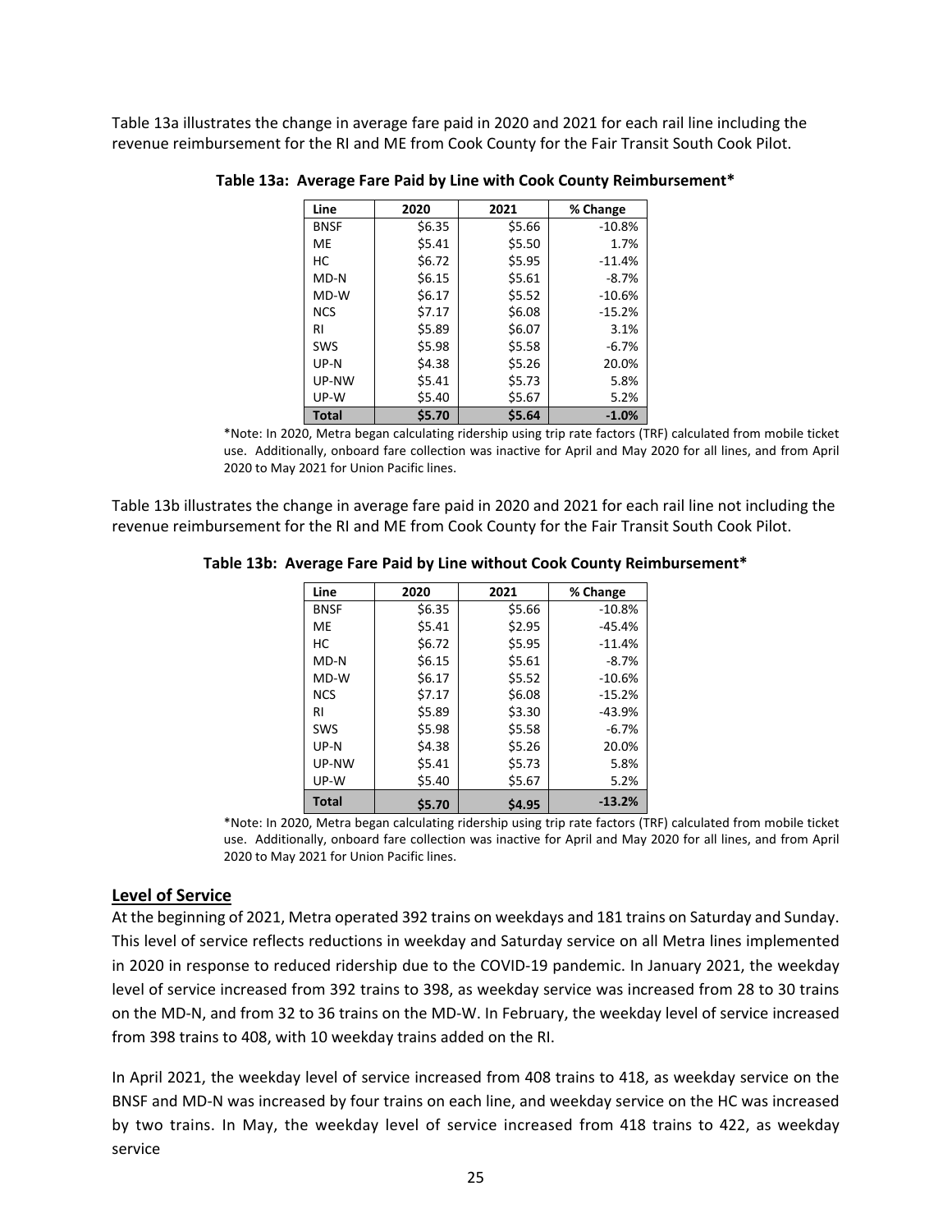Table 13a illustrates the change in average fare paid in 2020 and 2021 for each rail line including the revenue reimbursement for the RI and ME from Cook County for the Fair Transit South Cook Pilot.

**Table 13a: Average Fare Paid by Line with Cook County Reimbursement***

| Line | 2020 | 2021 | % Change |
|---|---|---|---|
| BNSF | $6.35 | $5.66 | -10.8% |
| ME | $5.41 | $5.50 | 1.7% |
| HC | $6.72 | $5.95 | -11.4% |
| MD-N | $6.15 | $5.61 | -8.7% |
| MD-W | $6.17 | $5.52 | -10.6% |
| NCS | $7.17 | $6.08 | -15.2% |
| RI | $5.89 | $6.07 | 3.1% |
| SWS | $5.98 | $5.58 | -6.7% |
| UP-N | $4.38 | $5.26 | 20.0% |
| UP-NW | $5.41 | $5.73 | 5.8% |
| UP-W | $5.40 | $5.67 | 5.2% |
| **Total** | **$5.70** | **$5.64** | **-1.0%** |

*Note: In 2020, Metra began calculating ridership using trip rate factors (TRF) calculated from mobile ticket use. Additionally, onboard fare collection was inactive for April and May 2020 for all lines, and from April 2020 to May 2021 for Union Pacific lines.

Table 13b illustrates the change in average fare paid in 2020 and 2021 for each rail line not including the revenue reimbursement for the RI and ME from Cook County for the Fair Transit South Cook Pilot.

**Table 13b: Average Fare Paid by Line without Cook County Reimbursement***

| Line | 2020 | 2021 | % Change |
|---|---|---|---|
| BNSF | $6.35 | $5.66 | -10.8% |
| ME | $5.41 | $2.95 | -45.4% |
| HC | $6.72 | $5.95 | -11.4% |
| MD-N | $6.15 | $5.61 | -8.7% |
| MD-W | $6.17 | $5.52 | -10.6% |
| NCS | $7.17 | $6.08 | -15.2% |
| RI | $5.89 | $3.30 | -43.9% |
| SWS | $5.98 | $5.58 | -6.7% |
| UP-N | $4.38 | $5.26 | 20.0% |
| UP-NW | $5.41 | $5.73 | 5.8% |
| UP-W | $5.40 | $5.67 | 5.2% |
| **Total** | **$5.70** | **$4.95** | **-13.2%** |

*Note: In 2020, Metra began calculating ridership using trip rate factors (TRF) calculated from mobile ticket use. Additionally, onboard fare collection was inactive for April and May 2020 for all lines, and from April 2020 to May 2021 for Union Pacific lines.

## Level of Service

At the beginning of 2021, Metra operated 392 trains on weekdays and 181 trains on Saturday and Sunday. This level of service reflects reductions in weekday and Saturday service on all Metra lines implemented in 2020 in response to reduced ridership due to the COVID-19 pandemic. In January 2021, the weekday level of service increased from 392 trains to 398, as weekday service was increased from 28 to 30 trains on the MD-N, and from 32 to 36 trains on the MD-W. In February, the weekday level of service increased from 398 trains to 408, with 10 weekday trains added on the RI.

In April 2021, the weekday level of service increased from 408 trains to 418, as weekday service on the BNSF and MD-N was increased by four trains on each line, and weekday service on the HC was increased by two trains. In May, the weekday level of service increased from 418 trains to 422, as weekday service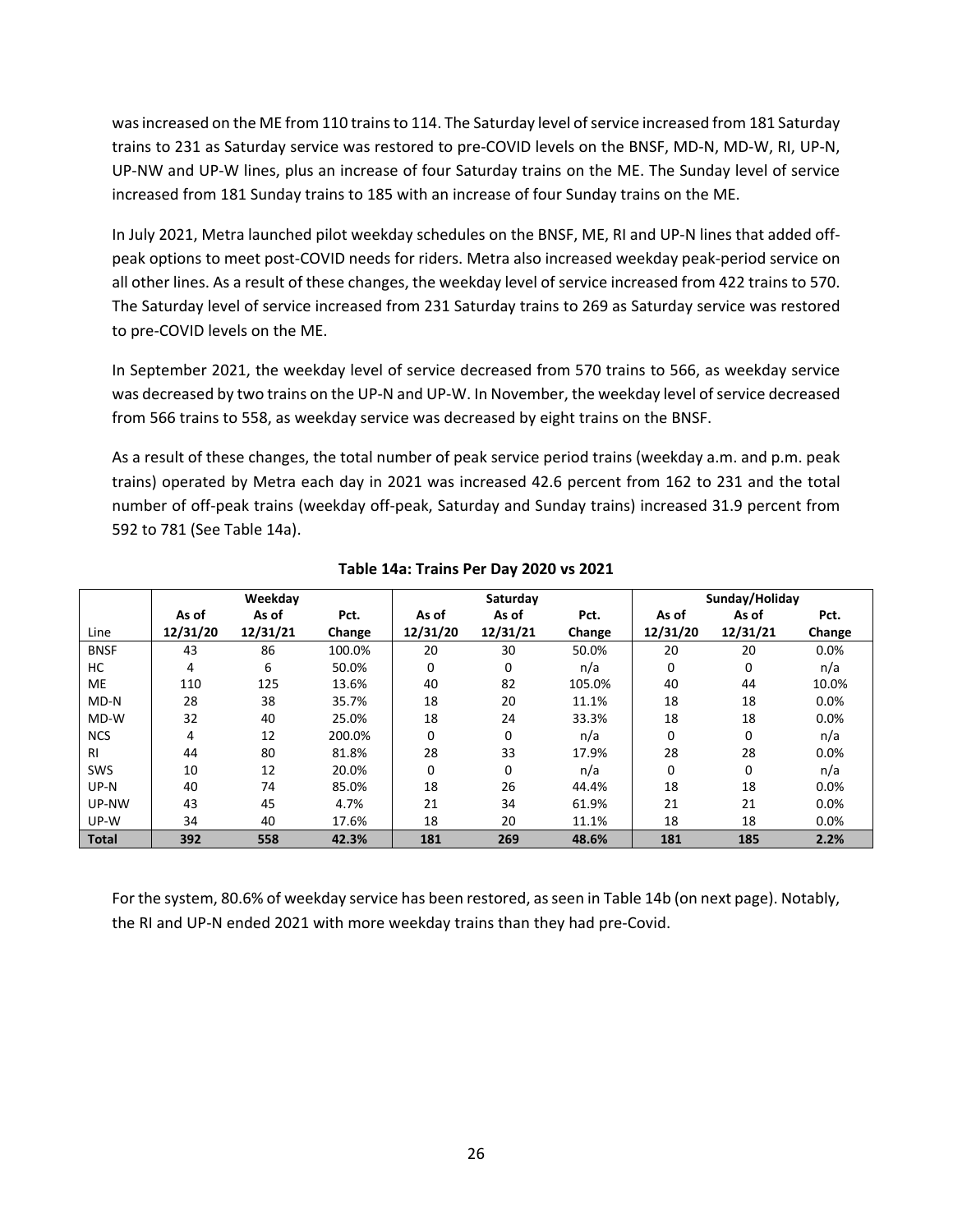was increased on the ME from 110 trains to 114. The Saturday level of service increased from 181 Saturday trains to 231 as Saturday service was restored to pre-COVID levels on the BNSF, MD-N, MD-W, RI, UP-N, UP-NW and UP-W lines, plus an increase of four Saturday trains on the ME. The Sunday level of service increased from 181 Sunday trains to 185 with an increase of four Sunday trains on the ME.

In July 2021, Metra launched pilot weekday schedules on the BNSF, ME, RI and UP-N lines that added off-peak options to meet post-COVID needs for riders. Metra also increased weekday peak-period service on all other lines. As a result of these changes, the weekday level of service increased from 422 trains to 570. The Saturday level of service increased from 231 Saturday trains to 269 as Saturday service was restored to pre-COVID levels on the ME.

In September 2021, the weekday level of service decreased from 570 trains to 566, as weekday service was decreased by two trains on the UP-N and UP-W. In November, the weekday level of service decreased from 566 trains to 558, as weekday service was decreased by eight trains on the BNSF.

As a result of these changes, the total number of peak service period trains (weekday a.m. and p.m. peak trains) operated by Metra each day in 2021 was increased 42.6 percent from 162 to 231 and the total number of off-peak trains (weekday off-peak, Saturday and Sunday trains) increased 31.9 percent from 592 to 781 (See Table 14a).

**Table 14a: Trains Per Day 2020 vs 2021**

| | Weekday | | | Saturday | | | Sunday/Holiday | | |
|---|---|---|---|---|---|---|---|---|---|
| Line | As of 12/31/20 | As of 12/31/21 | Pct. Change | As of 12/31/20 | As of 12/31/21 | Pct. Change | As of 12/31/20 | As of 12/31/21 | Pct. Change |
| BNSF | 43 | 86 | 100.0% | 20 | 30 | 50.0% | 20 | 20 | 0.0% |
| HC | 4 | 6 | 50.0% | 0 | 0 | n/a | 0 | 0 | n/a |
| ME | 110 | 125 | 13.6% | 40 | 82 | 105.0% | 40 | 44 | 10.0% |
| MD-N | 28 | 38 | 35.7% | 18 | 20 | 11.1% | 18 | 18 | 0.0% |
| MD-W | 32 | 40 | 25.0% | 18 | 24 | 33.3% | 18 | 18 | 0.0% |
| NCS | 4 | 12 | 200.0% | 0 | 0 | n/a | 0 | 0 | n/a |
| RI | 44 | 80 | 81.8% | 28 | 33 | 17.9% | 28 | 28 | 0.0% |
| SWS | 10 | 12 | 20.0% | 0 | 0 | n/a | 0 | 0 | n/a |
| UP-N | 40 | 74 | 85.0% | 18 | 26 | 44.4% | 18 | 18 | 0.0% |
| UP-NW | 43 | 45 | 4.7% | 21 | 34 | 61.9% | 21 | 21 | 0.0% |
| UP-W | 34 | 40 | 17.6% | 18 | 20 | 11.1% | 18 | 18 | 0.0% |
| **Total** | **392** | **558** | **42.3%** | **181** | **269** | **48.6%** | **181** | **185** | **2.2%** |

For the system, 80.6% of weekday service has been restored, as seen in Table 14b (on next page). Notably, the RI and UP-N ended 2021 with more weekday trains than they had pre-Covid.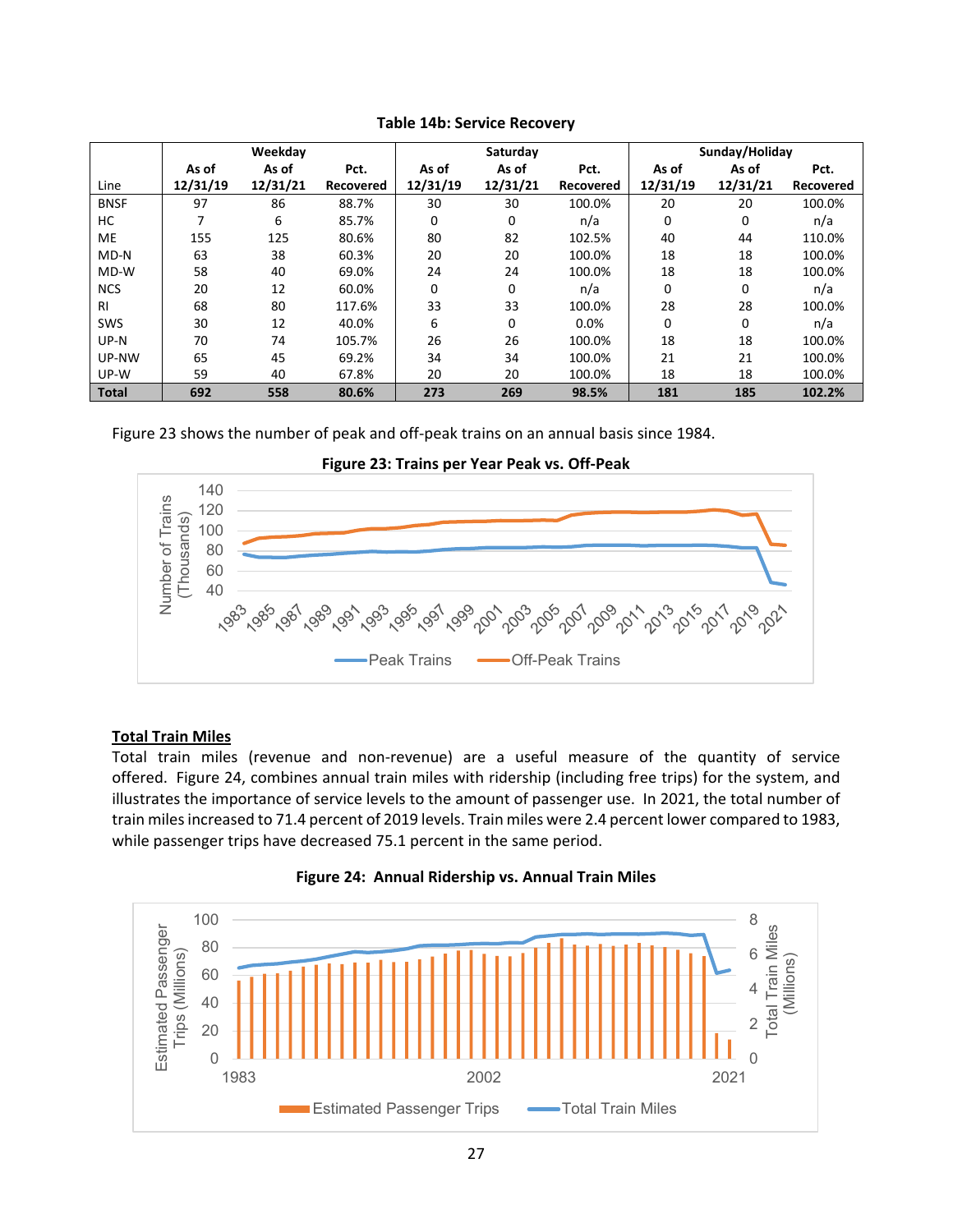**Table 14b: Service Recovery**

| Line | Weekday | | | Saturday | | | Sunday/Holiday | | |
|---|---|---|---|---|---|---|---|---|---|
| | As of 12/31/19 | As of 12/31/21 | Pct. Recovered | As of 12/31/19 | As of 12/31/21 | Pct. Recovered | As of 12/31/19 | As of 12/31/21 | Pct. Recovered |
| BNSF | 97 | 86 | 88.7% | 30 | 30 | 100.0% | 20 | 20 | 100.0% |
| HC | 7 | 6 | 85.7% | 0 | 0 | n/a | 0 | 0 | n/a |
| ME | 155 | 125 | 80.6% | 80 | 82 | 102.5% | 40 | 44 | 110.0% |
| MD-N | 63 | 38 | 60.3% | 20 | 20 | 100.0% | 18 | 18 | 100.0% |
| MD-W | 58 | 40 | 69.0% | 24 | 24 | 100.0% | 18 | 18 | 100.0% |
| NCS | 20 | 12 | 60.0% | 0 | 0 | n/a | 0 | 0 | n/a |
| RI | 68 | 80 | 117.6% | 33 | 33 | 100.0% | 28 | 28 | 100.0% |
| SWS | 30 | 12 | 40.0% | 6 | 0 | 0.0% | 0 | 0 | n/a |
| UP-N | 70 | 74 | 105.7% | 26 | 26 | 100.0% | 18 | 18 | 100.0% |
| UP-NW | 65 | 45 | 69.2% | 34 | 34 | 100.0% | 21 | 21 | 100.0% |
| UP-W | 59 | 40 | 67.8% | 20 | 20 | 100.0% | 18 | 18 | 100.0% |
| **Total** | **692** | **558** | **80.6%** | **273** | **269** | **98.5%** | **181** | **185** | **102.2%** |

Figure 23 shows the number of peak and off-peak trains on an annual basis since 1984.

**Figure 23: Trains per Year Peak vs. Off-Peak**

**Total Train Miles**

Total train miles (revenue and non-revenue) are a useful measure of the quantity of service offered. Figure 24, combines annual train miles with ridership (including free trips) for the system, and illustrates the importance of service levels to the amount of passenger use. In 2021, the total number of train miles increased to 71.4 percent of 2019 levels. Train miles were 2.4 percent lower compared to 1983, while passenger trips have decreased 75.1 percent in the same period.

**Figure 24: Annual Ridership vs. Annual Train Miles**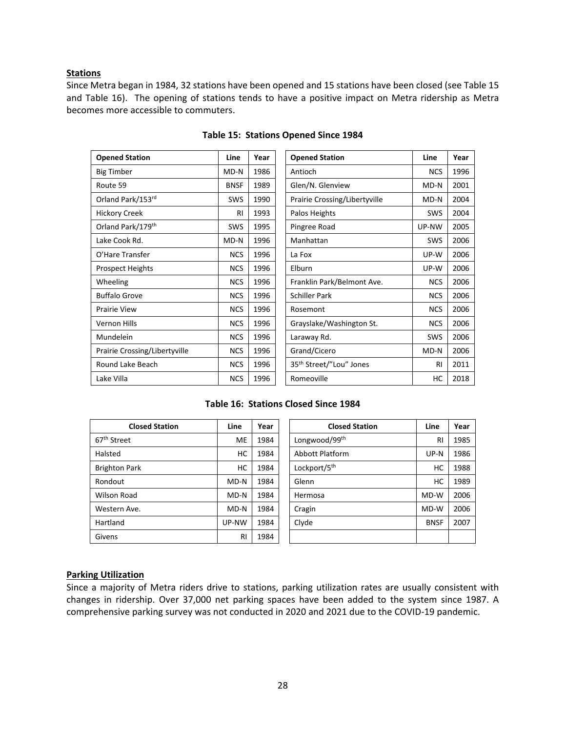**Stations**

Since Metra began in 1984, 32 stations have been opened and 15 stations have been closed (see Table 15 and Table 16). The opening of stations tends to have a positive impact on Metra ridership as Metra becomes more accessible to commuters.

**Table 15: Stations Opened Since 1984**

| Opened Station | Line | Year | Opened Station | Line | Year |
|---|---|---|---|---|---|
| Big Timber | MD-N | 1986 | Antioch | NCS | 1996 |
| Route 59 | BNSF | 1989 | Glen/N. Glenview | MD-N | 2001 |
| Orland Park/153rd | SWS | 1990 | Prairie Crossing/Libertyville | MD-N | 2004 |
| Hickory Creek | RI | 1993 | Palos Heights | SWS | 2004 |
| Orland Park/179th | SWS | 1995 | Pingree Road | UP-NW | 2005 |
| Lake Cook Rd. | MD-N | 1996 | Manhattan | SWS | 2006 |
| O'Hare Transfer | NCS | 1996 | La Fox | UP-W | 2006 |
| Prospect Heights | NCS | 1996 | Elburn | UP-W | 2006 |
| Wheeling | NCS | 1996 | Franklin Park/Belmont Ave. | NCS | 2006 |
| Buffalo Grove | NCS | 1996 | Schiller Park | NCS | 2006 |
| Prairie View | NCS | 1996 | Rosemont | NCS | 2006 |
| Vernon Hills | NCS | 1996 | Grayslake/Washington St. | NCS | 2006 |
| Mundelein | NCS | 1996 | Laraway Rd. | SWS | 2006 |
| Prairie Crossing/Libertyville | NCS | 1996 | Grand/Cicero | MD-N | 2006 |
| Round Lake Beach | NCS | 1996 | 35th Street/"Lou" Jones | RI | 2011 |
| Lake Villa | NCS | 1996 | Romeoville | HC | 2018 |

**Table 16: Stations Closed Since 1984**

| Closed Station | Line | Year | Closed Station | Line | Year |
|---|---|---|---|---|---|
| 67th Street | ME | 1984 | Longwood/99th | RI | 1985 |
| Halsted | HC | 1984 | Abbott Platform | UP-N | 1986 |
| Brighton Park | HC | 1984 | Lockport/5th | HC | 1988 |
| Rondout | MD-N | 1984 | Glenn | HC | 1989 |
| Wilson Road | MD-N | 1984 | Hermosa | MD-W | 2006 |
| Western Ave. | MD-N | 1984 | Cragin | MD-W | 2006 |
| Hartland | UP-NW | 1984 | Clyde | BNSF | 2007 |
| Givens | RI | 1984 | | | |

**Parking Utilization**

Since a majority of Metra riders drive to stations, parking utilization rates are usually consistent with changes in ridership. Over 37,000 net parking spaces have been added to the system since 1987. A comprehensive parking survey was not conducted in 2020 and 2021 due to the COVID-19 pandemic.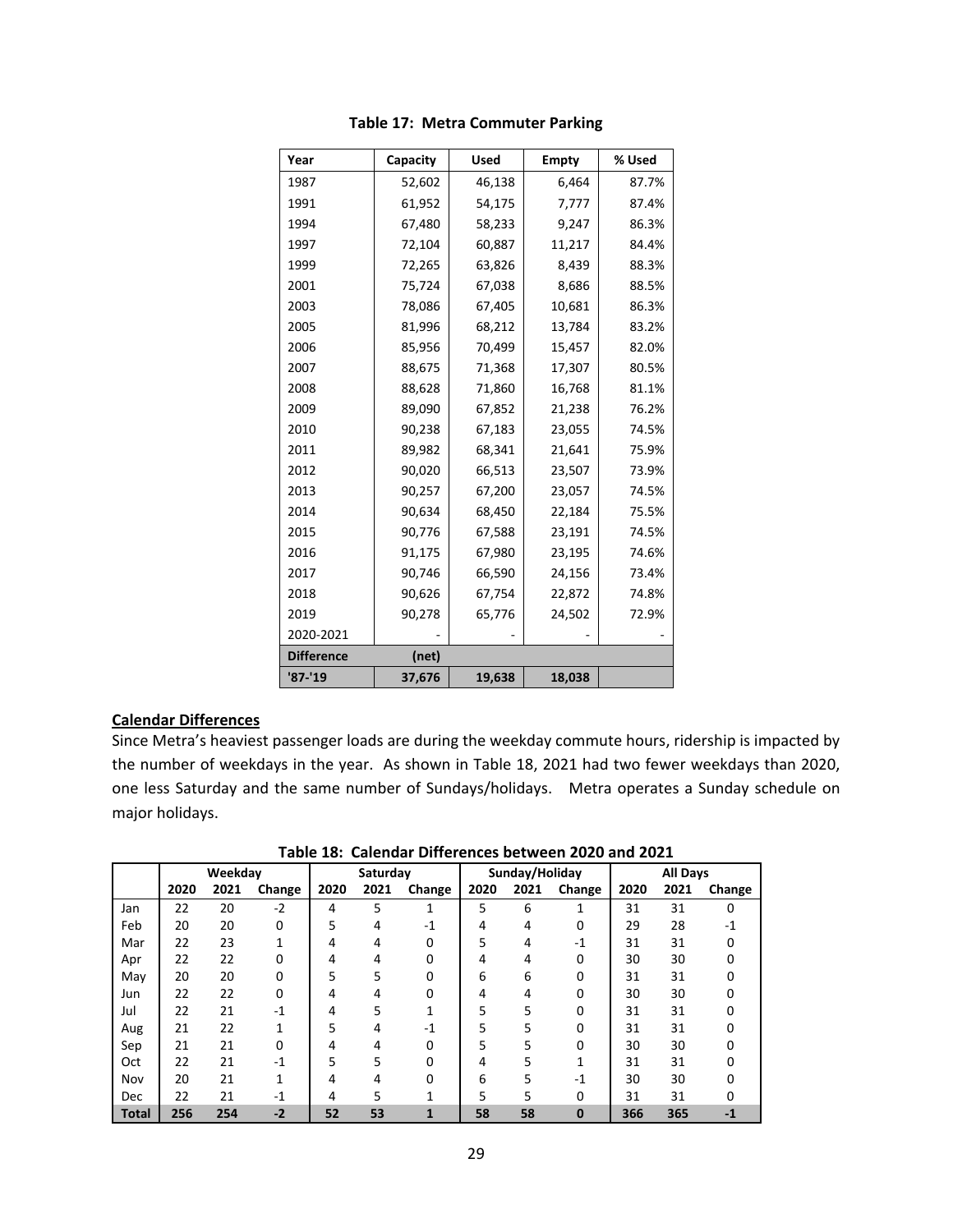**Table 17: Metra Commuter Parking**

| Year | Capacity | Used | Empty | % Used |
|---|---|---|---|---|
| 1987 | 52,602 | 46,138 | 6,464 | 87.7% |
| 1991 | 61,952 | 54,175 | 7,777 | 87.4% |
| 1994 | 67,480 | 58,233 | 9,247 | 86.3% |
| 1997 | 72,104 | 60,887 | 11,217 | 84.4% |
| 1999 | 72,265 | 63,826 | 8,439 | 88.3% |
| 2001 | 75,724 | 67,038 | 8,686 | 88.5% |
| 2003 | 78,086 | 67,405 | 10,681 | 86.3% |
| 2005 | 81,996 | 68,212 | 13,784 | 83.2% |
| 2006 | 85,956 | 70,499 | 15,457 | 82.0% |
| 2007 | 88,675 | 71,368 | 17,307 | 80.5% |
| 2008 | 88,628 | 71,860 | 16,768 | 81.1% |
| 2009 | 89,090 | 67,852 | 21,238 | 76.2% |
| 2010 | 90,238 | 67,183 | 23,055 | 74.5% |
| 2011 | 89,982 | 68,341 | 21,641 | 75.9% |
| 2012 | 90,020 | 66,513 | 23,507 | 73.9% |
| 2013 | 90,257 | 67,200 | 23,057 | 74.5% |
| 2014 | 90,634 | 68,450 | 22,184 | 75.5% |
| 2015 | 90,776 | 67,588 | 23,191 | 74.5% |
| 2016 | 91,175 | 67,980 | 23,195 | 74.6% |
| 2017 | 90,746 | 66,590 | 24,156 | 73.4% |
| 2018 | 90,626 | 67,754 | 22,872 | 74.8% |
| 2019 | 90,278 | 65,776 | 24,502 | 72.9% |
| 2020-2021 | - | - | - | - |
| **Difference** | **(net)** | | | |
| **'87-'19** | **37,676** | **19,638** | **18,038** | |

**Calendar Differences**

Since Metra's heaviest passenger loads are during the weekday commute hours, ridership is impacted by the number of weekdays in the year. As shown in Table 18, 2021 had two fewer weekdays than 2020, one less Saturday and the same number of Sundays/holidays. Metra operates a Sunday schedule on major holidays.

**Table 18: Calendar Differences between 2020 and 2021**

| | Weekday | | | Saturday | | | Sunday/Holiday | | | All Days | | |
|---|---|---|---|---|---|---|---|---|---|---|---|---|
| | 2020 | 2021 | Change | 2020 | 2021 | Change | 2020 | 2021 | Change | 2020 | 2021 | Change |
| Jan | 22 | 20 | -2 | 4 | 5 | 1 | 5 | 6 | 1 | 31 | 31 | 0 |
| Feb | 20 | 20 | 0 | 5 | 4 | -1 | 4 | 4 | 0 | 29 | 28 | -1 |
| Mar | 22 | 23 | 1 | 4 | 4 | 0 | 5 | 4 | -1 | 31 | 31 | 0 |
| Apr | 22 | 22 | 0 | 4 | 4 | 0 | 4 | 4 | 0 | 30 | 30 | 0 |
| May | 20 | 20 | 0 | 5 | 5 | 0 | 6 | 6 | 0 | 31 | 31 | 0 |
| Jun | 22 | 22 | 0 | 4 | 4 | 0 | 4 | 4 | 0 | 30 | 30 | 0 |
| Jul | 22 | 21 | -1 | 4 | 5 | 1 | 5 | 5 | 0 | 31 | 31 | 0 |
| Aug | 21 | 22 | 1 | 5 | 4 | -1 | 5 | 5 | 0 | 31 | 31 | 0 |
| Sep | 21 | 21 | 0 | 4 | 4 | 0 | 5 | 5 | 0 | 30 | 30 | 0 |
| Oct | 22 | 21 | -1 | 5 | 5 | 0 | 4 | 5 | 1 | 31 | 31 | 0 |
| Nov | 20 | 21 | 1 | 4 | 4 | 0 | 6 | 5 | -1 | 30 | 30 | 0 |
| Dec | 22 | 21 | -1 | 4 | 5 | 1 | 5 | 5 | 0 | 31 | 31 | 0 |
| **Total** | **256** | **254** | **-2** | **52** | **53** | **1** | **58** | **58** | **0** | **366** | **365** | **-1** |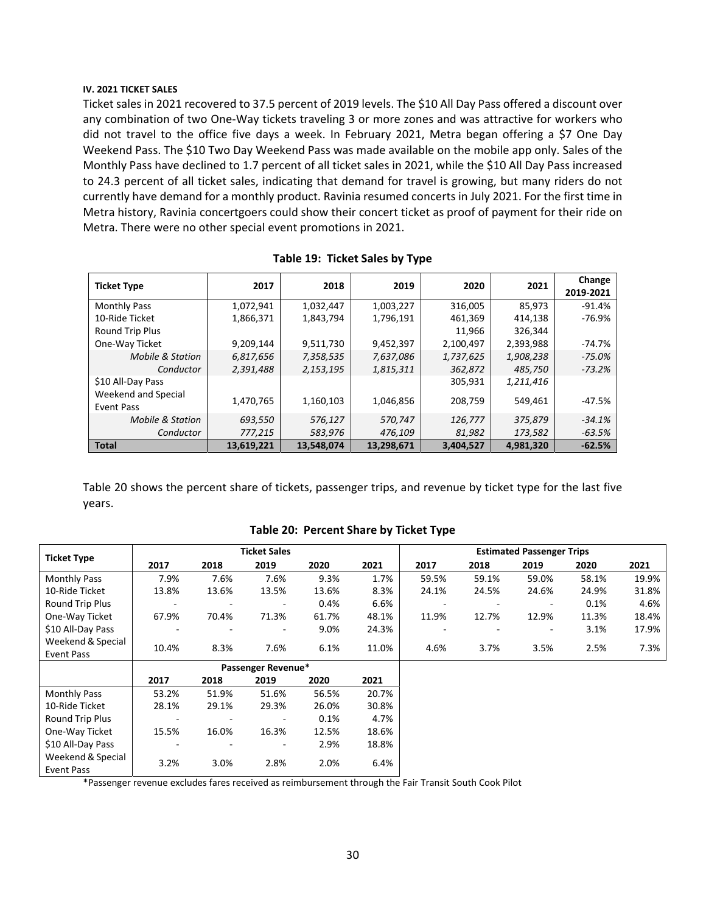**IV. 2021 TICKET SALES**

Ticket sales in 2021 recovered to 37.5 percent of 2019 levels. The $10 All Day Pass offered a discount over any combination of two One-Way tickets traveling 3 or more zones and was attractive for workers who did not travel to the office five days a week. In February 2021, Metra began offering a $7 One Day Weekend Pass. The $10 Two Day Weekend Pass was made available on the mobile app only. Sales of the Monthly Pass have declined to 1.7 percent of all ticket sales in 2021, while the $10 All Day Pass increased to 24.3 percent of all ticket sales, indicating that demand for travel is growing, but many riders do not currently have demand for a monthly product. Ravinia resumed concerts in July 2021. For the first time in Metra history, Ravinia concertgoers could show their concert ticket as proof of payment for their ride on Metra. There were no other special event promotions in 2021.

**Table 19: Ticket Sales by Type**

| Ticket Type | 2017 | 2018 | 2019 | 2020 | 2021 | Change 2019-2021 |
|---|---|---|---|---|---|---|
| Monthly Pass | 1,072,941 | 1,032,447 | 1,003,227 | 316,005 | 85,973 | -91.4% |
| 10-Ride Ticket | 1,866,371 | 1,843,794 | 1,796,191 | 461,369 | 414,138 | -76.9% |
| Round Trip Plus | | | | 11,966 | 326,344 | |
| One-Way Ticket | 9,209,144 | 9,511,730 | 9,452,397 | 2,100,497 | 2,393,988 | -74.7% |
| *Mobile & Station* | *6,817,656* | *7,358,535* | *7,637,086* | *1,737,625* | *1,908,238* | *-75.0%* |
| *Conductor* | *2,391,488* | *2,153,195* | *1,815,311* | *362,872* | *485,750* | *-73.2%* |
| $10 All-Day Pass | | | | 305,931 | *1,211,416* | |
| Weekend and Special Event Pass | 1,470,765 | 1,160,103 | 1,046,856 | 208,759 | 549,461 | -47.5% |
| *Mobile & Station* | *693,550* | *576,127* | *570,747* | *126,777* | *375,879* | *-34.1%* |
| *Conductor* | *777,215* | *583,976* | *476,109* | *81,982* | *173,582* | *-63.5%* |
| **Total** | **13,619,221** | **13,548,074** | **13,298,671** | **3,404,527** | **4,981,320** | **-62.5%** |

Table 20 shows the percent share of tickets, passenger trips, and revenue by ticket type for the last five years.

**Table 20: Percent Share by Ticket Type**

| Ticket Type | Ticket Sales | | | | | Estimated Passenger Trips | | | | |
|---|---|---|---|---|---|---|---|---|---|---|
| | 2017 | 2018 | 2019 | 2020 | 2021 | 2017 | 2018 | 2019 | 2020 | 2021 |
| Monthly Pass | 7.9% | 7.6% | 7.6% | 9.3% | 1.7% | 59.5% | 59.1% | 59.0% | 58.1% | 19.9% |
| 10-Ride Ticket | 13.8% | 13.6% | 13.5% | 13.6% | 8.3% | 24.1% | 24.5% | 24.6% | 24.9% | 31.8% |
| Round Trip Plus | - | - | - | 0.4% | 6.6% | - | - | - | 0.1% | 4.6% |
| One-Way Ticket | 67.9% | 70.4% | 71.3% | 61.7% | 48.1% | 11.9% | 12.7% | 12.9% | 11.3% | 18.4% |
| $10 All-Day Pass | - | - | - | 9.0% | 24.3% | - | - | - | 3.1% | 17.9% |
| Weekend & Special Event Pass | 10.4% | 8.3% | 7.6% | 6.1% | 11.0% | 4.6% | 3.7% | 3.5% | 2.5% | 7.3% |

| Ticket Type | Passenger Revenue* | | | | |
|---|---|---|---|---|---|
| | 2017 | 2018 | 2019 | 2020 | 2021 |
| Monthly Pass | 53.2% | 51.9% | 51.6% | 56.5% | 20.7% |
| 10-Ride Ticket | 28.1% | 29.1% | 29.3% | 26.0% | 30.8% |
| Round Trip Plus | - | - | - | 0.1% | 4.7% |
| One-Way Ticket | 15.5% | 16.0% | 16.3% | 12.5% | 18.6% |
| $10 All-Day Pass | - | - | - | 2.9% | 18.8% |
| Weekend & Special Event Pass | 3.2% | 3.0% | 2.8% | 2.0% | 6.4% |

*Passenger revenue excludes fares received as reimbursement through the Fair Transit South Cook Pilot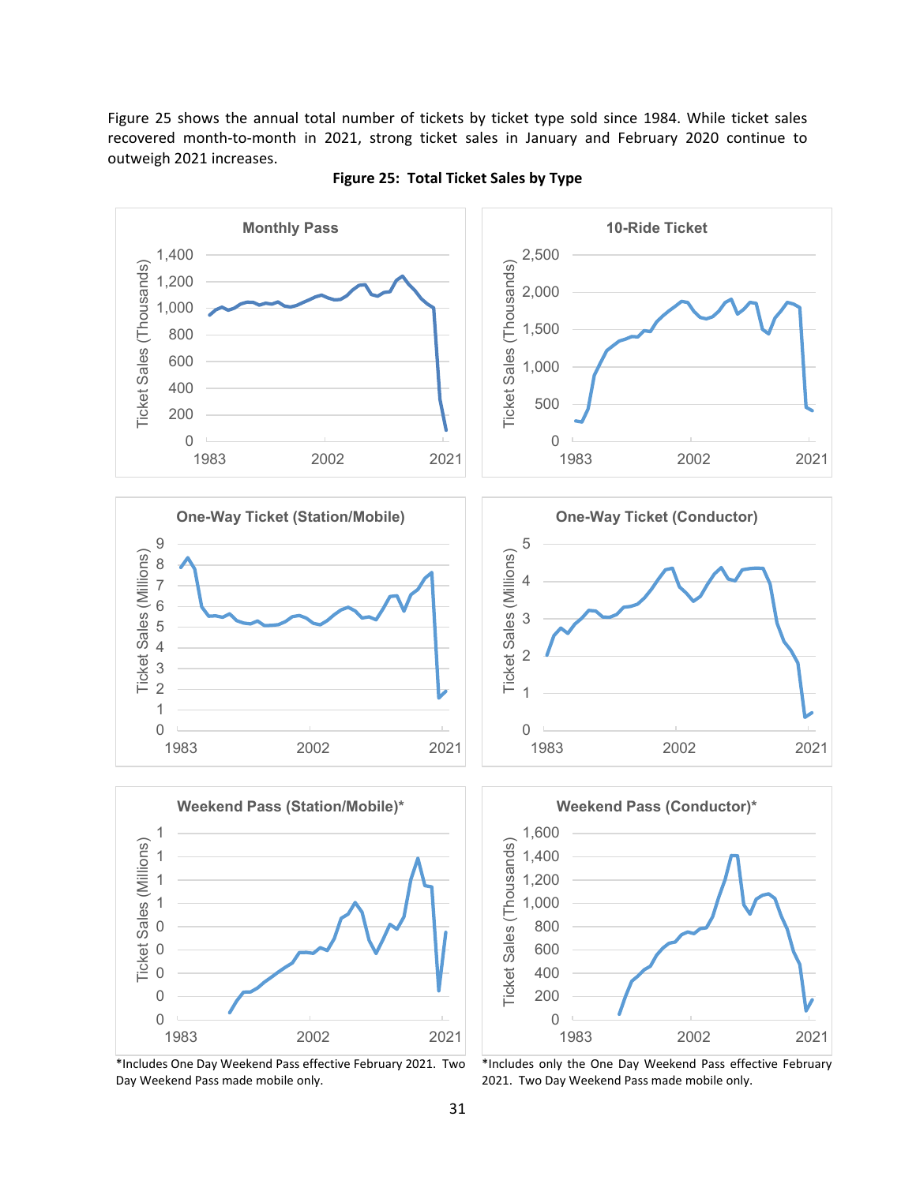Figure 25 shows the annual total number of tickets by ticket type sold since 1984. While ticket sales recovered month-to-month in 2021, strong ticket sales in January and February 2020 continue to outweigh 2021 increases.

**Figure 25: Total Ticket Sales by Type**

*Includes One Day Weekend Pass effective February 2021. Two Day Weekend Pass made mobile only.

*Includes only the One Day Weekend Pass effective February 2021. Two Day Weekend Pass made mobile only.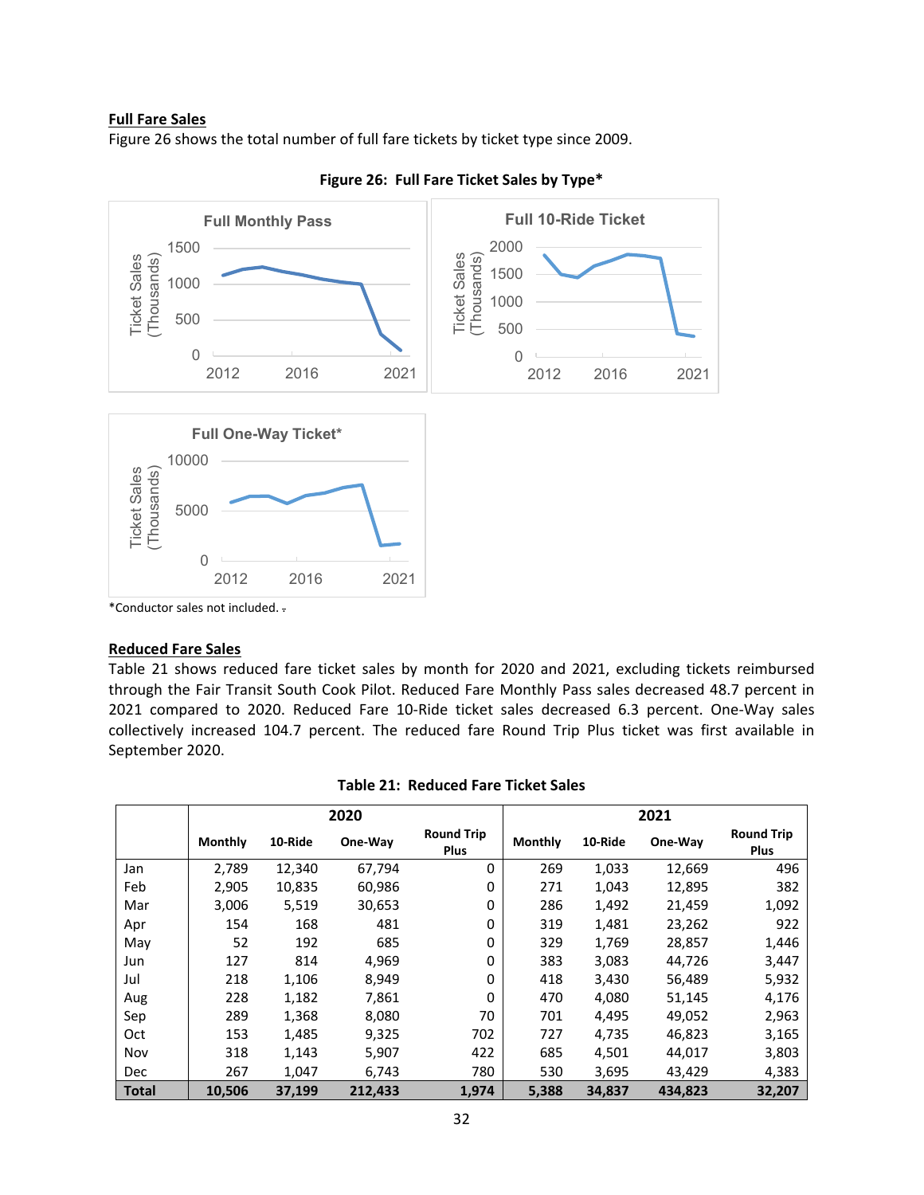## Full Fare Sales

Figure 26 shows the total number of full fare tickets by ticket type since 2009.

**Figure 26: Full Fare Ticket Sales by Type***

*Conductor sales not included.

## Reduced Fare Sales

Table 21 shows reduced fare ticket sales by month for 2020 and 2021, excluding tickets reimbursed through the Fair Transit South Cook Pilot. Reduced Fare Monthly Pass sales decreased 48.7 percent in 2021 compared to 2020. Reduced Fare 10-Ride ticket sales decreased 6.3 percent. One-Way sales collectively increased 104.7 percent. The reduced fare Round Trip Plus ticket was first available in September 2020.

**Table 21: Reduced Fare Ticket Sales**

| | 2020 | | | | 2021 | | | |
|---|---|---|---|---|---|---|---|---|
| | Monthly | 10-Ride | One-Way | Round Trip Plus | Monthly | 10-Ride | One-Way | Round Trip Plus |
| Jan | 2,789 | 12,340 | 67,794 | 0 | 269 | 1,033 | 12,669 | 496 |
| Feb | 2,905 | 10,835 | 60,986 | 0 | 271 | 1,043 | 12,895 | 382 |
| Mar | 3,006 | 5,519 | 30,653 | 0 | 286 | 1,492 | 21,459 | 1,092 |
| Apr | 154 | 168 | 481 | 0 | 319 | 1,481 | 23,262 | 922 |
| May | 52 | 192 | 685 | 0 | 329 | 1,769 | 28,857 | 1,446 |
| Jun | 127 | 814 | 4,969 | 0 | 383 | 3,083 | 44,726 | 3,447 |
| Jul | 218 | 1,106 | 8,949 | 0 | 418 | 3,430 | 56,489 | 5,932 |
| Aug | 228 | 1,182 | 7,861 | 0 | 470 | 4,080 | 51,145 | 4,176 |
| Sep | 289 | 1,368 | 8,080 | 70 | 701 | 4,495 | 49,052 | 2,963 |
| Oct | 153 | 1,485 | 9,325 | 702 | 727 | 4,735 | 46,823 | 3,165 |
| Nov | 318 | 1,143 | 5,907 | 422 | 685 | 4,501 | 44,017 | 3,803 |
| Dec | 267 | 1,047 | 6,743 | 780 | 530 | 3,695 | 43,429 | 4,383 |
| **Total** | **10,506** | **37,199** | **212,433** | **1,974** | **5,388** | **34,837** | **434,823** | **32,207** |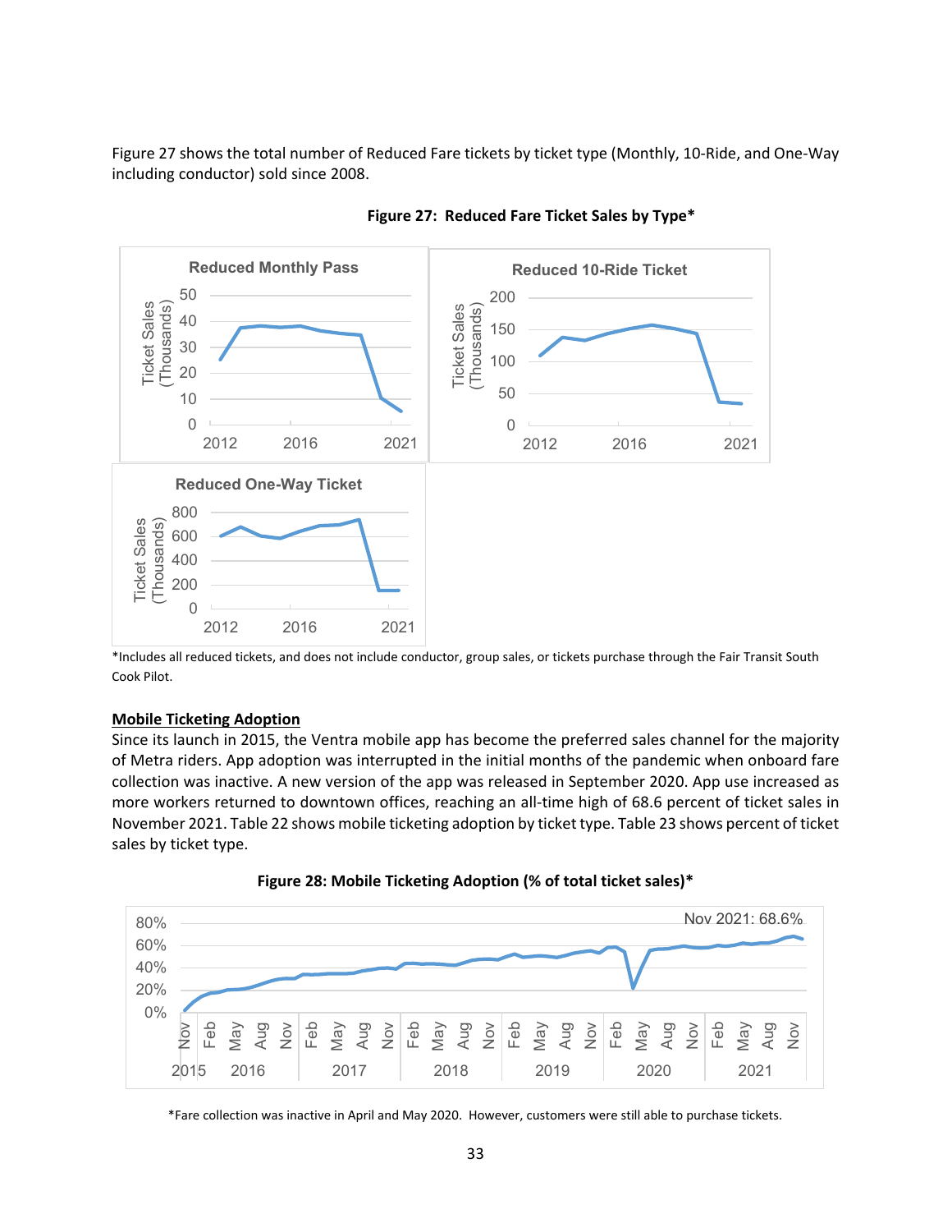Figure 27 shows the total number of Reduced Fare tickets by ticket type (Monthly, 10-Ride, and One-Way including conductor) sold since 2008.

**Figure 27: Reduced Fare Ticket Sales by Type***

*Includes all reduced tickets, and does not include conductor, group sales, or tickets purchase through the Fair Transit South Cook Pilot.

**Mobile Ticketing Adoption**

Since its launch in 2015, the Ventra mobile app has become the preferred sales channel for the majority of Metra riders. App adoption was interrupted in the initial months of the pandemic when onboard fare collection was inactive. A new version of the app was released in September 2020. App use increased as more workers returned to downtown offices, reaching an all-time high of 68.6 percent of ticket sales in November 2021. Table 22 shows mobile ticketing adoption by ticket type. Table 23 shows percent of ticket sales by ticket type.

**Figure 28: Mobile Ticketing Adoption (% of total ticket sales)***

*Fare collection was inactive in April and May 2020. However, customers were still able to purchase tickets.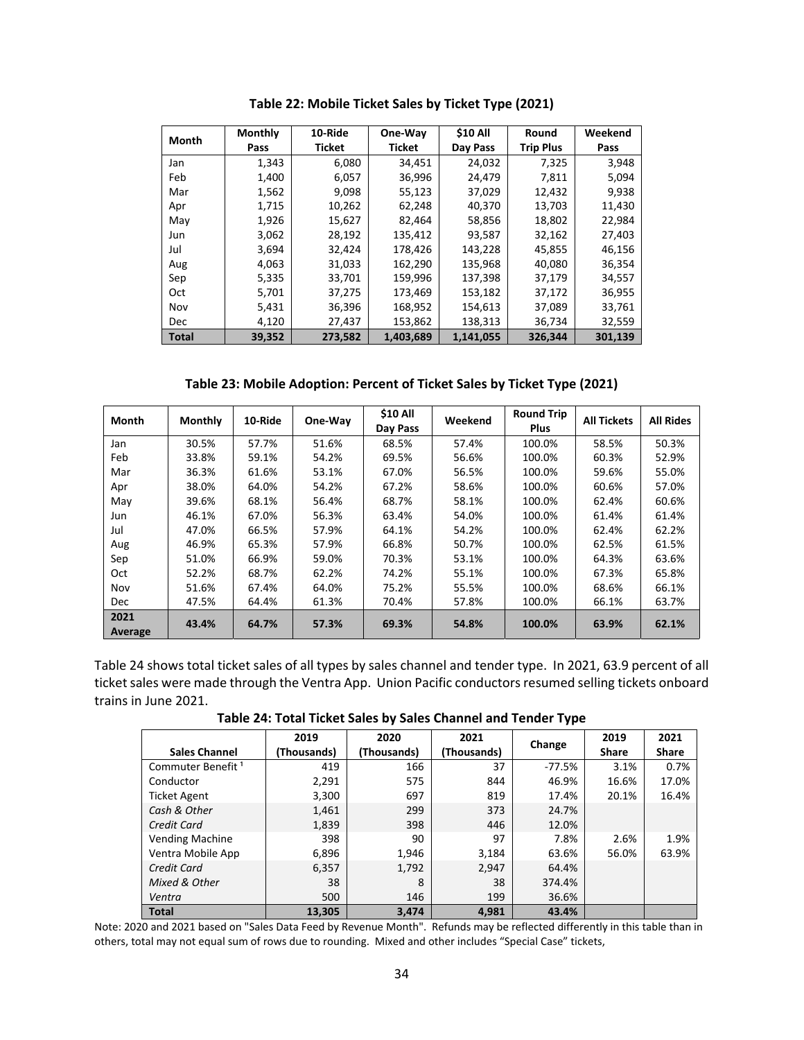**Table 22: Mobile Ticket Sales by Ticket Type (2021)**

| Month | Monthly Pass | 10-Ride Ticket | One-Way Ticket | $10 All Day Pass | Round Trip Plus | Weekend Pass |
|---|---|---|---|---|---|---|
| Jan | 1,343 | 6,080 | 34,451 | 24,032 | 7,325 | 3,948 |
| Feb | 1,400 | 6,057 | 36,996 | 24,479 | 7,811 | 5,094 |
| Mar | 1,562 | 9,098 | 55,123 | 37,029 | 12,432 | 9,938 |
| Apr | 1,715 | 10,262 | 62,248 | 40,370 | 13,703 | 11,430 |
| May | 1,926 | 15,627 | 82,464 | 58,856 | 18,802 | 22,984 |
| Jun | 3,062 | 28,192 | 135,412 | 93,587 | 32,162 | 27,403 |
| Jul | 3,694 | 32,424 | 178,426 | 143,228 | 45,855 | 46,156 |
| Aug | 4,063 | 31,033 | 162,290 | 135,968 | 40,080 | 36,354 |
| Sep | 5,335 | 33,701 | 159,996 | 137,398 | 37,179 | 34,557 |
| Oct | 5,701 | 37,275 | 173,469 | 153,182 | 37,172 | 36,955 |
| Nov | 5,431 | 36,396 | 168,952 | 154,613 | 37,089 | 33,761 |
| Dec | 4,120 | 27,437 | 153,862 | 138,313 | 36,734 | 32,559 |
| **Total** | **39,352** | **273,582** | **1,403,689** | **1,141,055** | **326,344** | **301,139** |

**Table 23: Mobile Adoption: Percent of Ticket Sales by Ticket Type (2021)**

| Month | Monthly | 10-Ride | One-Way | $10 All Day Pass | Weekend | Round Trip Plus | All Tickets | All Rides |
|---|---|---|---|---|---|---|---|---|
| Jan | 30.5% | 57.7% | 51.6% | 68.5% | 57.4% | 100.0% | 58.5% | 50.3% |
| Feb | 33.8% | 59.1% | 54.2% | 69.5% | 56.6% | 100.0% | 60.3% | 52.9% |
| Mar | 36.3% | 61.6% | 53.1% | 67.0% | 56.5% | 100.0% | 59.6% | 55.0% |
| Apr | 38.0% | 64.0% | 54.2% | 67.2% | 58.6% | 100.0% | 60.6% | 57.0% |
| May | 39.6% | 68.1% | 56.4% | 68.7% | 58.1% | 100.0% | 62.4% | 60.6% |
| Jun | 46.1% | 67.0% | 56.3% | 63.4% | 54.0% | 100.0% | 61.4% | 61.4% |
| Jul | 47.0% | 66.5% | 57.9% | 64.1% | 54.2% | 100.0% | 62.4% | 62.2% |
| Aug | 46.9% | 65.3% | 57.9% | 66.8% | 50.7% | 100.0% | 62.5% | 61.5% |
| Sep | 51.0% | 66.9% | 59.0% | 70.3% | 53.1% | 100.0% | 64.3% | 63.6% |
| Oct | 52.2% | 68.7% | 62.2% | 74.2% | 55.1% | 100.0% | 67.3% | 65.8% |
| Nov | 51.6% | 67.4% | 64.0% | 75.2% | 55.5% | 100.0% | 68.6% | 66.1% |
| Dec | 47.5% | 64.4% | 61.3% | 70.4% | 57.8% | 100.0% | 66.1% | 63.7% |
| **2021 Average** | **43.4%** | **64.7%** | **57.3%** | **69.3%** | **54.8%** | **100.0%** | **63.9%** | **62.1%** |

Table 24 shows total ticket sales of all types by sales channel and tender type. In 2021, 63.9 percent of all ticket sales were made through the Ventra App. Union Pacific conductors resumed selling tickets onboard trains in June 2021.

**Table 24: Total Ticket Sales by Sales Channel and Tender Type**

| Sales Channel | 2019 (Thousands) | 2020 (Thousands) | 2021 (Thousands) | Change | 2019 Share | 2021 Share |
|---|---|---|---|---|---|---|
| Commuter Benefit [1] | 419 | 166 | 37 | -77.5% | 3.1% | 0.7% |
| Conductor | 2,291 | 575 | 844 | 46.9% | 16.6% | 17.0% |
| Ticket Agent | 3,300 | 697 | 819 | 17.4% | 20.1% | 16.4% |
| *Cash & Other* | 1,461 | 299 | 373 | 24.7% | | |
| *Credit Card* | 1,839 | 398 | 446 | 12.0% | | |
| Vending Machine | 398 | 90 | 97 | 7.8% | 2.6% | 1.9% |
| Ventra Mobile App | 6,896 | 1,946 | 3,184 | 63.6% | 56.0% | 63.9% |
| *Credit Card* | 6,357 | 1,792 | 2,947 | 64.4% | | |
| *Mixed & Other* | 38 | 8 | 38 | 374.4% | | |
| *Ventra* | 500 | 146 | 199 | 36.6% | | |
| **Total** | **13,305** | **3,474** | **4,981** | **43.4%** | | |

Note: 2020 and 2021 based on "Sales Data Feed by Revenue Month". Refunds may be reflected differently in this table than in others, total may not equal sum of rows due to rounding. Mixed and other includes "Special Case" tickets,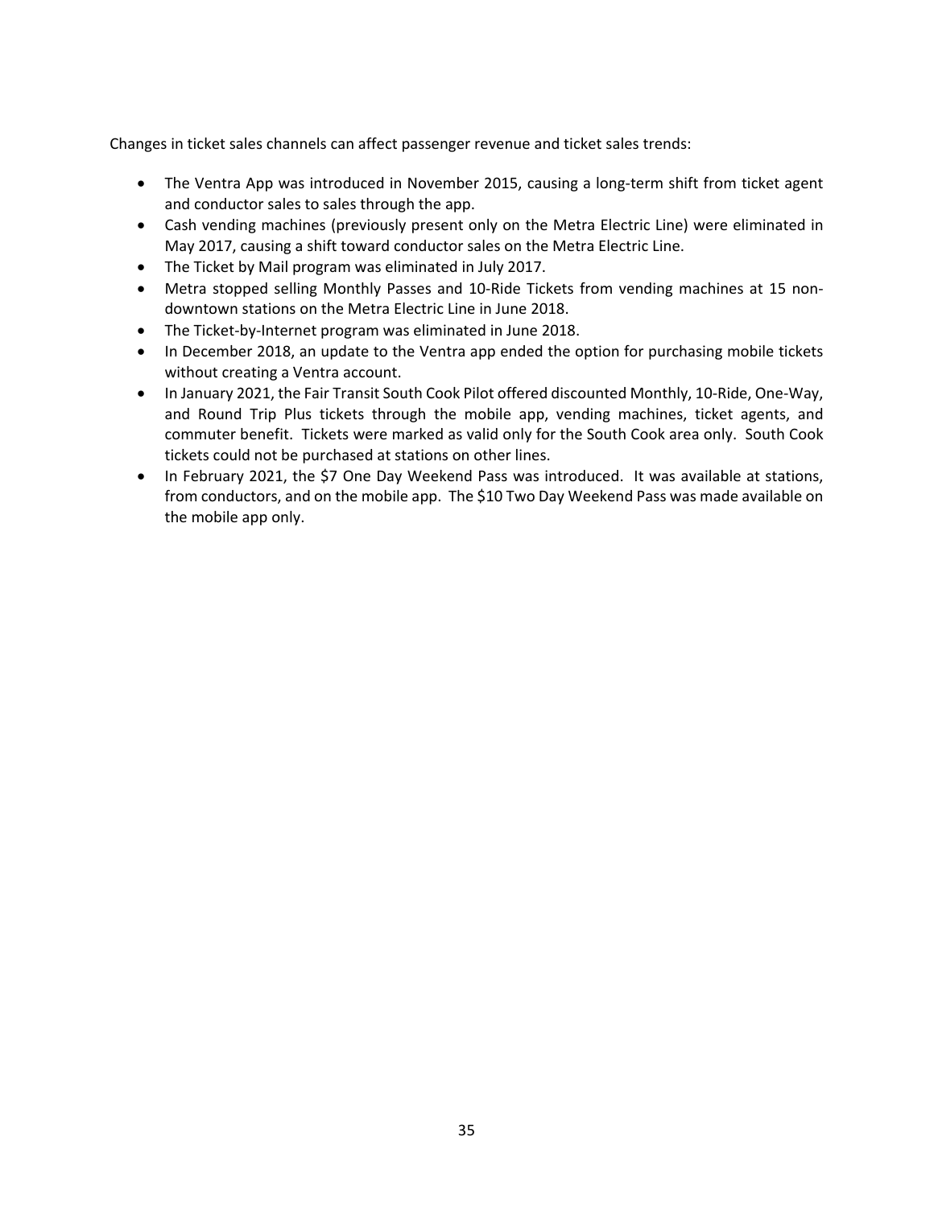Changes in ticket sales channels can affect passenger revenue and ticket sales trends:

- The Ventra App was introduced in November 2015, causing a long-term shift from ticket agent and conductor sales to sales through the app.
- Cash vending machines (previously present only on the Metra Electric Line) were eliminated in May 2017, causing a shift toward conductor sales on the Metra Electric Line.
- The Ticket by Mail program was eliminated in July 2017.
- Metra stopped selling Monthly Passes and 10-Ride Tickets from vending machines at 15 non-downtown stations on the Metra Electric Line in June 2018.
- The Ticket-by-Internet program was eliminated in June 2018.
- In December 2018, an update to the Ventra app ended the option for purchasing mobile tickets without creating a Ventra account.
- In January 2021, the Fair Transit South Cook Pilot offered discounted Monthly, 10-Ride, One-Way, and Round Trip Plus tickets through the mobile app, vending machines, ticket agents, and commuter benefit. Tickets were marked as valid only for the South Cook area only. South Cook tickets could not be purchased at stations on other lines.
- In February 2021, the $7 One Day Weekend Pass was introduced. It was available at stations, from conductors, and on the mobile app. The $10 Two Day Weekend Pass was made available on the mobile app only.